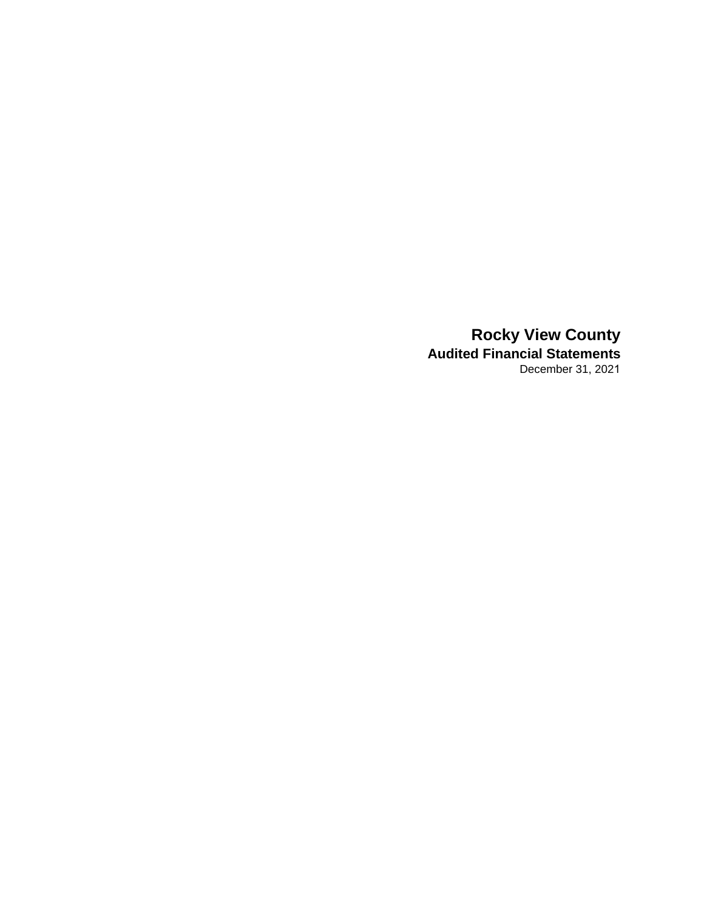# Rocky View County

## Audited Financial Statements

December 31, 2021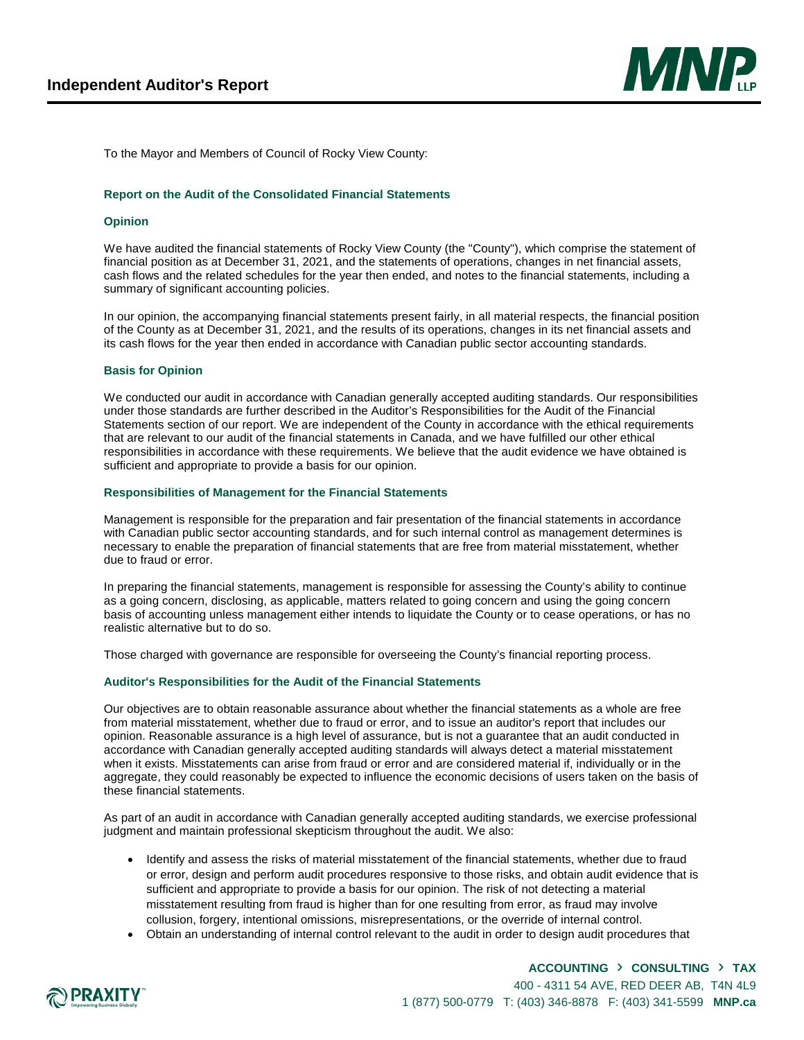# Independent Auditor's Report

To the Mayor and Members of Council of Rocky View County:

## Report on the Audit of the Consolidated Financial Statements

### Opinion

We have audited the financial statements of Rocky View County (the "County"), which comprise the statement of financial position as at December 31, 2021, and the statements of operations, changes in net financial assets, cash flows and the related schedules for the year then ended, and notes to the financial statements, including a summary of significant accounting policies.

In our opinion, the accompanying financial statements present fairly, in all material respects, the financial position of the County as at December 31, 2021, and the results of its operations, changes in its net financial assets and its cash flows for the year then ended in accordance with Canadian public sector accounting standards.

### Basis for Opinion

We conducted our audit in accordance with Canadian generally accepted auditing standards. Our responsibilities under those standards are further described in the Auditor's Responsibilities for the Audit of the Financial Statements section of our report. We are independent of the County in accordance with the ethical requirements that are relevant to our audit of the financial statements in Canada, and we have fulfilled our other ethical responsibilities in accordance with these requirements. We believe that the audit evidence we have obtained is sufficient and appropriate to provide a basis for our opinion.

### Responsibilities of Management for the Financial Statements

Management is responsible for the preparation and fair presentation of the financial statements in accordance with Canadian public sector accounting standards, and for such internal control as management determines is necessary to enable the preparation of financial statements that are free from material misstatement, whether due to fraud or error.

In preparing the financial statements, management is responsible for assessing the County's ability to continue as a going concern, disclosing, as applicable, matters related to going concern and using the going concern basis of accounting unless management either intends to liquidate the County or to cease operations, or has no realistic alternative but to do so.

Those charged with governance are responsible for overseeing the County's financial reporting process.

### Auditor's Responsibilities for the Audit of the Financial Statements

Our objectives are to obtain reasonable assurance about whether the financial statements as a whole are free from material misstatement, whether due to fraud or error, and to issue an auditor's report that includes our opinion. Reasonable assurance is a high level of assurance, but is not a guarantee that an audit conducted in accordance with Canadian generally accepted auditing standards will always detect a material misstatement when it exists. Misstatements can arise from fraud or error and are considered material if, individually or in the aggregate, they could reasonably be expected to influence the economic decisions of users taken on the basis of these financial statements.

As part of an audit in accordance with Canadian generally accepted auditing standards, we exercise professional judgment and maintain professional skepticism throughout the audit. We also:

- Identify and assess the risks of material misstatement of the financial statements, whether due to fraud or error, design and perform audit procedures responsive to those risks, and obtain audit evidence that is sufficient and appropriate to provide a basis for our opinion. The risk of not detecting a material misstatement resulting from fraud is higher than for one resulting from error, as fraud may involve collusion, forgery, intentional omissions, misrepresentations, or the override of internal control.
- Obtain an understanding of internal control relevant to the audit in order to design audit procedures that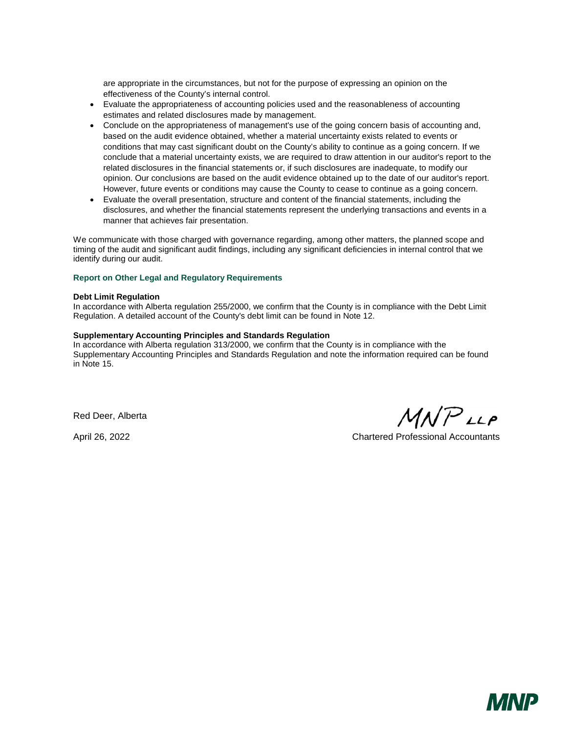are appropriate in the circumstances, but not for the purpose of expressing an opinion on the effectiveness of the County's internal control.

- Evaluate the appropriateness of accounting policies used and the reasonableness of accounting estimates and related disclosures made by management.
- Conclude on the appropriateness of management's use of the going concern basis of accounting and, based on the audit evidence obtained, whether a material uncertainty exists related to events or conditions that may cast significant doubt on the County's ability to continue as a going concern. If we conclude that a material uncertainty exists, we are required to draw attention in our auditor's report to the related disclosures in the financial statements or, if such disclosures are inadequate, to modify our opinion. Our conclusions are based on the audit evidence obtained up to the date of our auditor's report. However, future events or conditions may cause the County to cease to continue as a going concern.
- Evaluate the overall presentation, structure and content of the financial statements, including the disclosures, and whether the financial statements represent the underlying transactions and events in a manner that achieves fair presentation.

We communicate with those charged with governance regarding, among other matters, the planned scope and timing of the audit and significant audit findings, including any significant deficiencies in internal control that we identify during our audit.

## Report on Other Legal and Regulatory Requirements

**Debt Limit Regulation**

In accordance with Alberta regulation 255/2000, we confirm that the County is in compliance with the Debt Limit Regulation. A detailed account of the County's debt limit can be found in Note 12.

**Supplementary Accounting Principles and Standards Regulation**

In accordance with Alberta regulation 313/2000, we confirm that the County is in compliance with the Supplementary Accounting Principles and Standards Regulation and note the information required can be found in Note 15.

Red Deer, Alberta

April 26, 2022

MNP LLP

Chartered Professional Accountants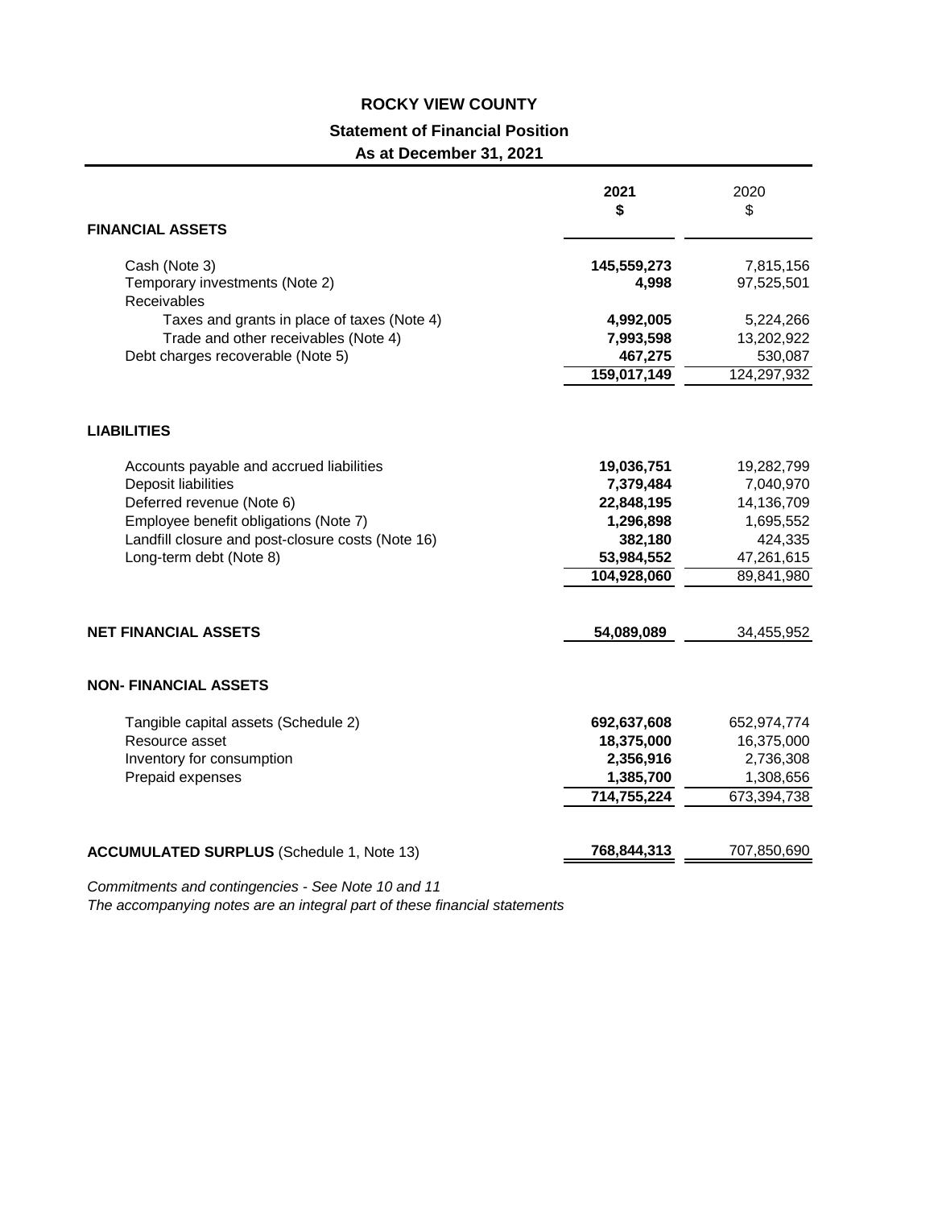# ROCKY VIEW COUNTY

## Statement of Financial Position

### As at December 31, 2021

| | 2021<br>$ | 2020<br>$ |
|---|---|---|
| **FINANCIAL ASSETS** | | |
| Cash (Note 3) | **145,559,273** | 7,815,156 |
| Temporary investments (Note 2) | **4,998** | 97,525,501 |
| Receivables | | |
| Taxes and grants in place of taxes (Note 4) | **4,992,005** | 5,224,266 |
| Trade and other receivables (Note 4) | **7,993,598** | 13,202,922 |
| Debt charges recoverable (Note 5) | **467,275** | 530,087 |
| | **159,017,149** | 124,297,932 |
| **LIABILITIES** | | |
| Accounts payable and accrued liabilities | **19,036,751** | 19,282,799 |
| Deposit liabilities | **7,379,484** | 7,040,970 |
| Deferred revenue (Note 6) | **22,848,195** | 14,136,709 |
| Employee benefit obligations (Note 7) | **1,296,898** | 1,695,552 |
| Landfill closure and post-closure costs (Note 16) | **382,180** | 424,335 |
| Long-term debt (Note 8) | **53,984,552** | 47,261,615 |
| | **104,928,060** | 89,841,980 |
| **NET FINANCIAL ASSETS** | **54,089,089** | 34,455,952 |
| **NON- FINANCIAL ASSETS** | | |
| Tangible capital assets (Schedule 2) | **692,637,608** | 652,974,774 |
| Resource asset | **18,375,000** | 16,375,000 |
| Inventory for consumption | **2,356,916** | 2,736,308 |
| Prepaid expenses | **1,385,700** | 1,308,656 |
| | **714,755,224** | 673,394,738 |
| **ACCUMULATED SURPLUS** (Schedule 1, Note 13) | **768,844,313** | 707,850,690 |

*Commitments and contingencies - See Note 10 and 11*

*The accompanying notes are an integral part of these financial statements*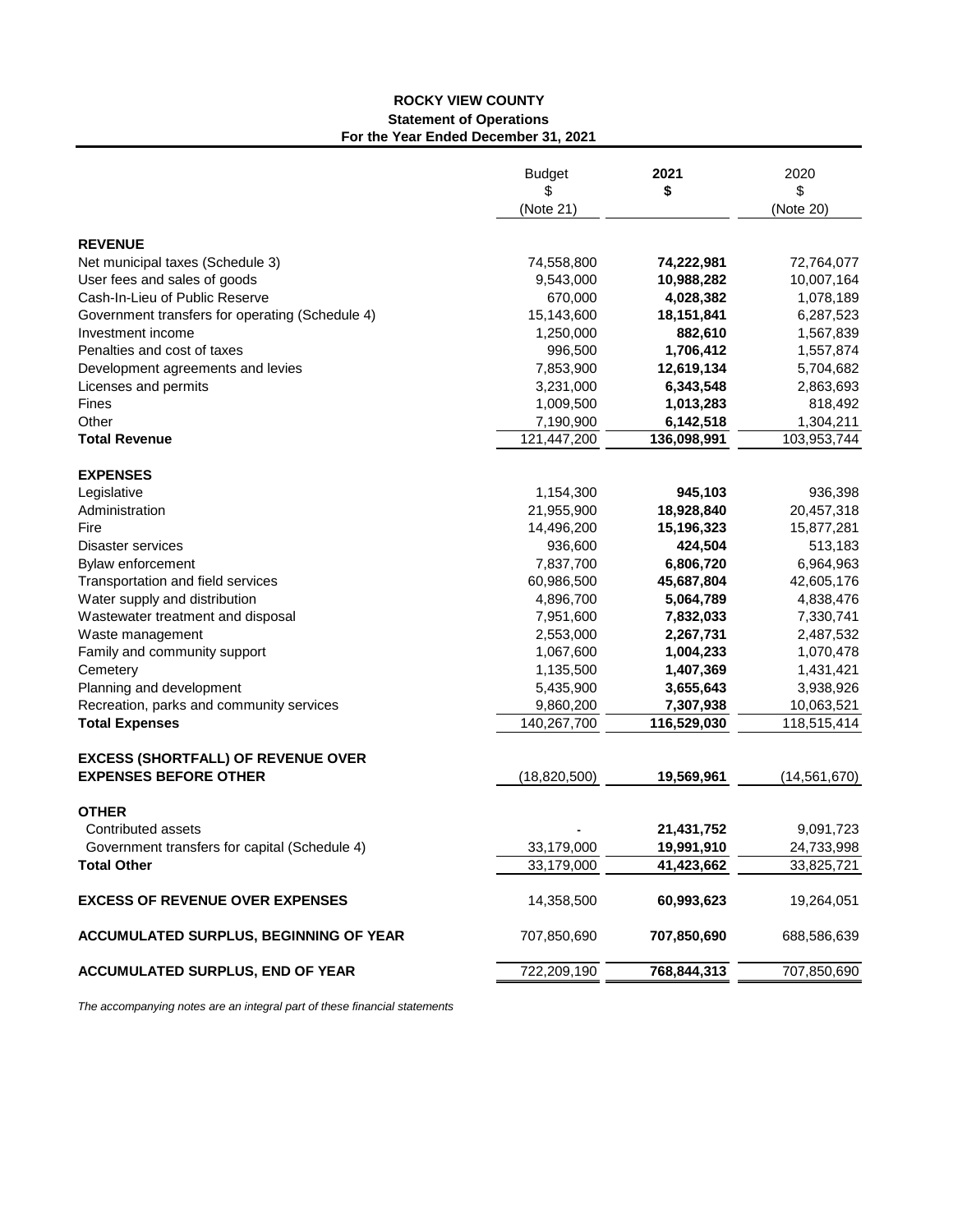# ROCKY VIEW COUNTY

## Statement of Operations

### For the Year Ended December 31, 2021

| | Budget<br>$<br>(Note 21) | 2021<br>$ | 2020<br>$<br>(Note 20) |
|---|---|---|---|
| **REVENUE** | | | |
| Net municipal taxes (Schedule 3) | 74,558,800 | **74,222,981** | 72,764,077 |
| User fees and sales of goods | 9,543,000 | **10,988,282** | 10,007,164 |
| Cash-In-Lieu of Public Reserve | 670,000 | **4,028,382** | 1,078,189 |
| Government transfers for operating (Schedule 4) | 15,143,600 | **18,151,841** | 6,287,523 |
| Investment income | 1,250,000 | **882,610** | 1,567,839 |
| Penalties and cost of taxes | 996,500 | **1,706,412** | 1,557,874 |
| Development agreements and levies | 7,853,900 | **12,619,134** | 5,704,682 |
| Licenses and permits | 3,231,000 | **6,343,548** | 2,863,693 |
| Fines | 1,009,500 | **1,013,283** | 818,492 |
| Other | 7,190,900 | **6,142,518** | 1,304,211 |
| **Total Revenue** | 121,447,200 | **136,098,991** | 103,953,744 |
| **EXPENSES** | | | |
| Legislative | 1,154,300 | **945,103** | 936,398 |
| Administration | 21,955,900 | **18,928,840** | 20,457,318 |
| Fire | 14,496,200 | **15,196,323** | 15,877,281 |
| Disaster services | 936,600 | **424,504** | 513,183 |
| Bylaw enforcement | 7,837,700 | **6,806,720** | 6,964,963 |
| Transportation and field services | 60,986,500 | **45,687,804** | 42,605,176 |
| Water supply and distribution | 4,896,700 | **5,064,789** | 4,838,476 |
| Wastewater treatment and disposal | 7,951,600 | **7,832,033** | 7,330,741 |
| Waste management | 2,553,000 | **2,267,731** | 2,487,532 |
| Family and community support | 1,067,600 | **1,004,233** | 1,070,478 |
| Cemetery | 1,135,500 | **1,407,369** | 1,431,421 |
| Planning and development | 5,435,900 | **3,655,643** | 3,938,926 |
| Recreation, parks and community services | 9,860,200 | **7,307,938** | 10,063,521 |
| **Total Expenses** | 140,267,700 | **116,529,030** | 118,515,414 |
| **EXCESS (SHORTFALL) OF REVENUE OVER EXPENSES BEFORE OTHER** | (18,820,500) | **19,569,961** | (14,561,670) |
| **OTHER** | | | |
| Contributed assets | - | **21,431,752** | 9,091,723 |
| Government transfers for capital (Schedule 4) | 33,179,000 | **19,991,910** | 24,733,998 |
| **Total Other** | 33,179,000 | **41,423,662** | 33,825,721 |
| **EXCESS OF REVENUE OVER EXPENSES** | 14,358,500 | **60,993,623** | 19,264,051 |
| **ACCUMULATED SURPLUS, BEGINNING OF YEAR** | 707,850,690 | **707,850,690** | 688,586,639 |
| **ACCUMULATED SURPLUS, END OF YEAR** | 722,209,190 | **768,844,313** | 707,850,690 |

*The accompanying notes are an integral part of these financial statements*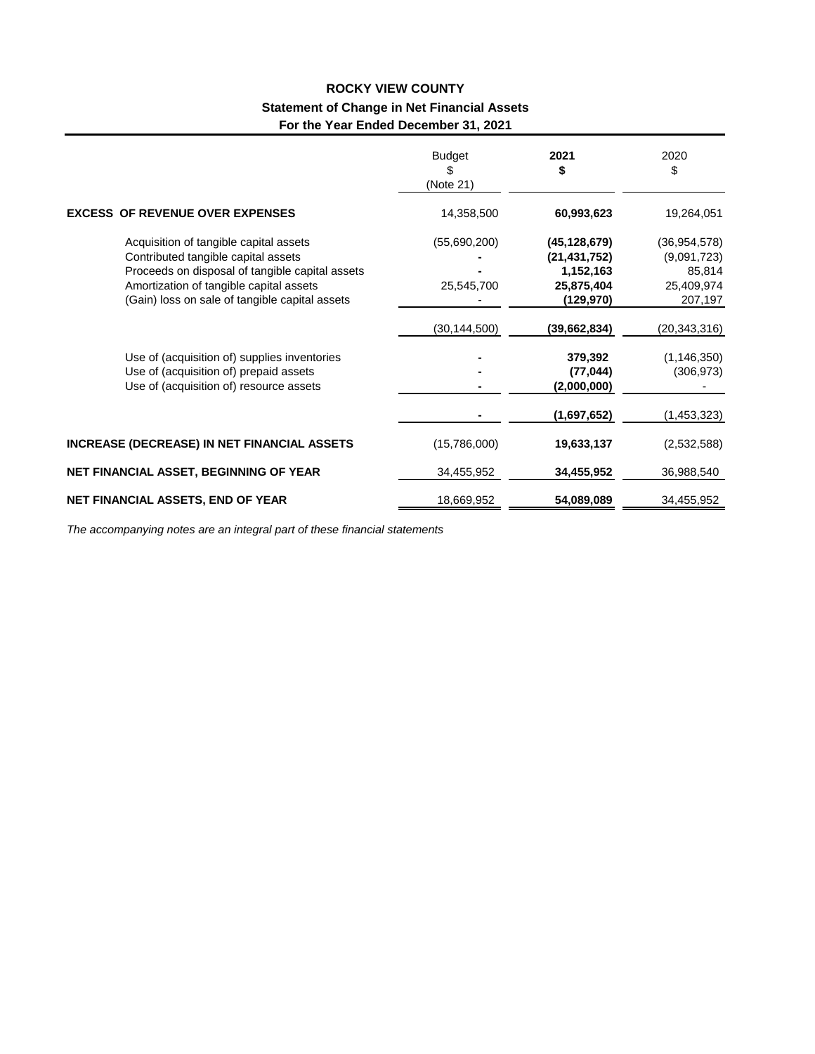# ROCKY VIEW COUNTY

## Statement of Change in Net Financial Assets

### For the Year Ended December 31, 2021

| | Budget<br>$<br>(Note 21) | **2021**<br>**$** | 2020<br>$ |
|---|---|---|---|
| **EXCESS OF REVENUE OVER EXPENSES** | 14,358,500 | **60,993,623** | 19,264,051 |
| Acquisition of tangible capital assets | (55,690,200) | **(45,128,679)** | (36,954,578) |
| Contributed tangible capital assets | - | **(21,431,752)** | (9,091,723) |
| Proceeds on disposal of tangible capital assets | - | **1,152,163** | 85,814 |
| Amortization of tangible capital assets | 25,545,700 | **25,875,404** | 25,409,974 |
| (Gain) loss on sale of tangible capital assets | - | **(129,970)** | 207,197 |
| | (30,144,500) | **(39,662,834)** | (20,343,316) |
| Use of (acquisition of) supplies inventories | - | **379,392** | (1,146,350) |
| Use of (acquisition of) prepaid assets | - | **(77,044)** | (306,973) |
| Use of (acquisition of) resource assets | - | **(2,000,000)** | - |
| | - | **(1,697,652)** | (1,453,323) |
| **INCREASE (DECREASE) IN NET FINANCIAL ASSETS** | (15,786,000) | **19,633,137** | (2,532,588) |
| **NET FINANCIAL ASSET, BEGINNING OF YEAR** | 34,455,952 | **34,455,952** | 36,988,540 |
| **NET FINANCIAL ASSETS, END OF YEAR** | 18,669,952 | **54,089,089** | 34,455,952 |

*The accompanying notes are an integral part of these financial statements*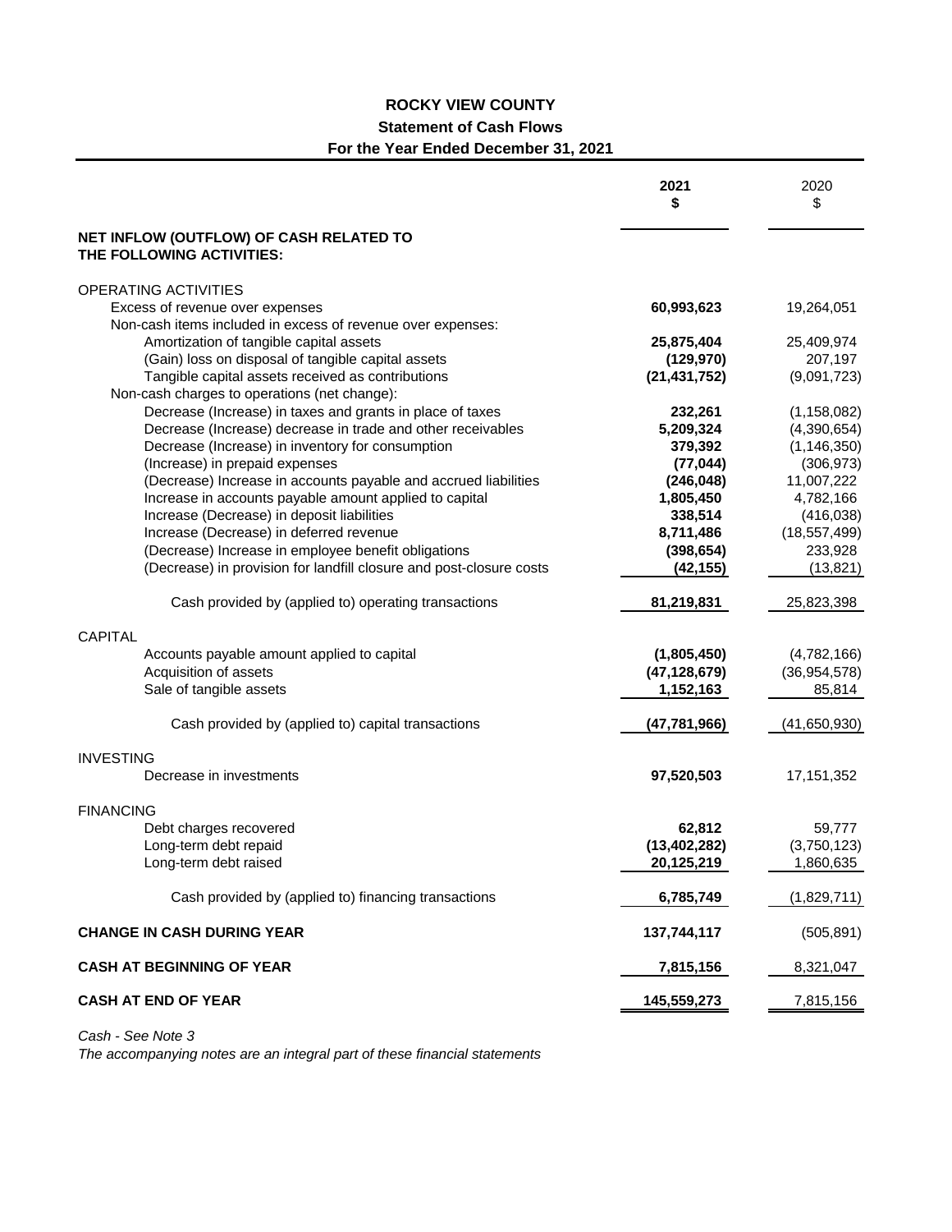# ROCKY VIEW COUNTY

## Statement of Cash Flows

### For the Year Ended December 31, 2021

| | 2021<br>$ | 2020<br>$ |
|---|---|---|
| **NET INFLOW (OUTFLOW) OF CASH RELATED TO THE FOLLOWING ACTIVITIES:** | | |
| OPERATING ACTIVITIES | | |
| Excess of revenue over expenses | **60,993,623** | 19,264,051 |
| Non-cash items included in excess of revenue over expenses: | | |
| Amortization of tangible capital assets | **25,875,404** | 25,409,974 |
| (Gain) loss on disposal of tangible capital assets | **(129,970)** | 207,197 |
| Tangible capital assets received as contributions | **(21,431,752)** | (9,091,723) |
| Non-cash charges to operations (net change): | | |
| Decrease (Increase) in taxes and grants in place of taxes | **232,261** | (1,158,082) |
| Decrease (Increase) decrease in trade and other receivables | **5,209,324** | (4,390,654) |
| Decrease (Increase) in inventory for consumption | **379,392** | (1,146,350) |
| (Increase) in prepaid expenses | **(77,044)** | (306,973) |
| (Decrease) Increase in accounts payable and accrued liabilities | **(246,048)** | 11,007,222 |
| Increase in accounts payable amount applied to capital | **1,805,450** | 4,782,166 |
| Increase (Decrease) in deposit liabilities | **338,514** | (416,038) |
| Increase (Decrease) in deferred revenue | **8,711,486** | (18,557,499) |
| (Decrease) Increase in employee benefit obligations | **(398,654)** | 233,928 |
| (Decrease) in provision for landfill closure and post-closure costs | **(42,155)** | (13,821) |
| Cash provided by (applied to) operating transactions | **81,219,831** | 25,823,398 |
| CAPITAL | | |
| Accounts payable amount applied to capital | **(1,805,450)** | (4,782,166) |
| Acquisition of assets | **(47,128,679)** | (36,954,578) |
| Sale of tangible assets | **1,152,163** | 85,814 |
| Cash provided by (applied to) capital transactions | **(47,781,966)** | (41,650,930) |
| INVESTING | | |
| Decrease in investments | **97,520,503** | 17,151,352 |
| FINANCING | | |
| Debt charges recovered | **62,812** | 59,777 |
| Long-term debt repaid | **(13,402,282)** | (3,750,123) |
| Long-term debt raised | **20,125,219** | 1,860,635 |
| Cash provided by (applied to) financing transactions | **6,785,749** | (1,829,711) |
| **CHANGE IN CASH DURING YEAR** | **137,744,117** | (505,891) |
| **CASH AT BEGINNING OF YEAR** | **7,815,156** | 8,321,047 |
| **CASH AT END OF YEAR** | **145,559,273** | 7,815,156 |

*Cash - See Note 3*

*The accompanying notes are an integral part of these financial statements*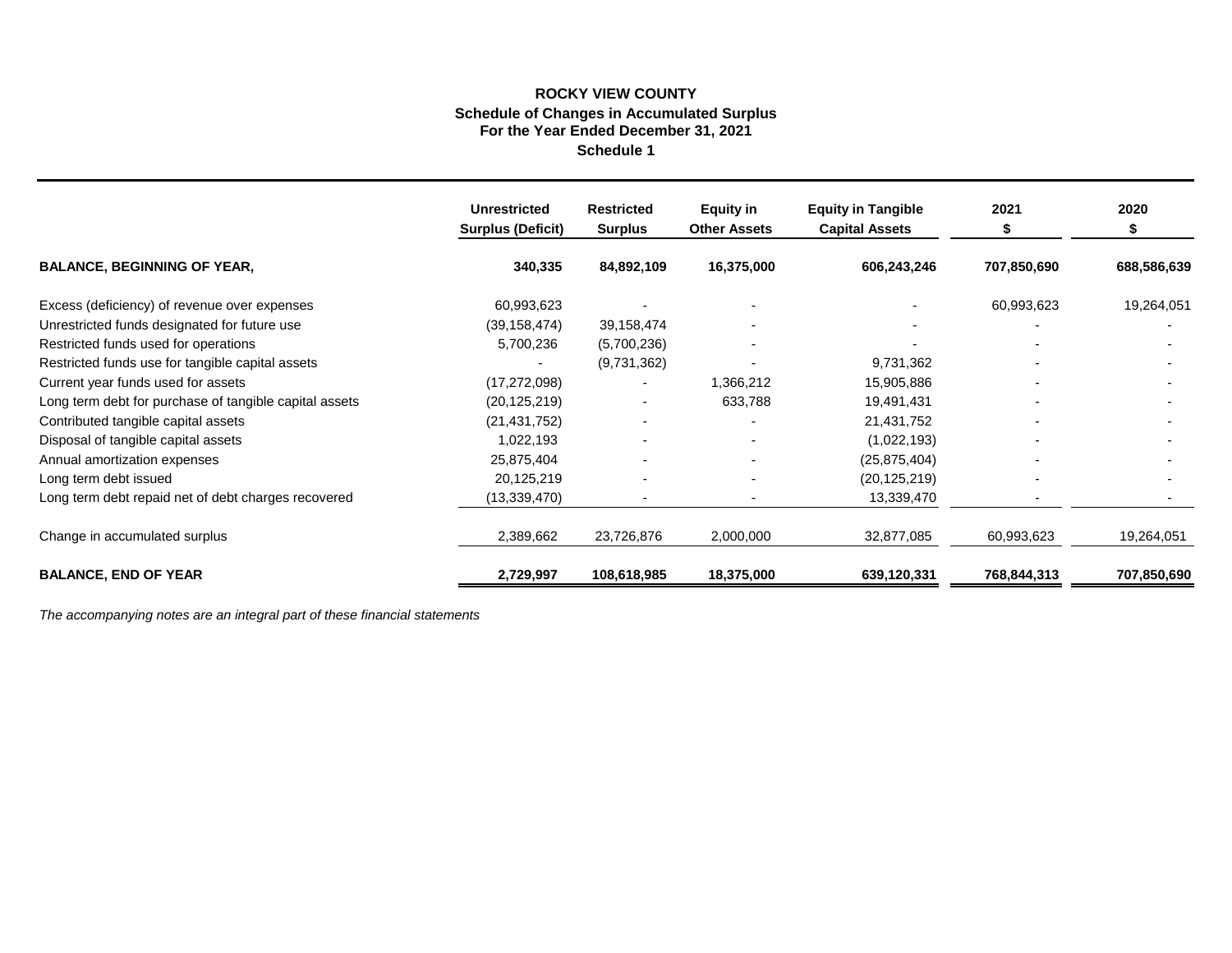# ROCKY VIEW COUNTY

## Schedule of Changes in Accumulated Surplus
## For the Year Ended December 31, 2021
## Schedule 1

| | Unrestricted Surplus (Deficit) | Restricted Surplus | Equity in Other Assets | Equity in Tangible Capital Assets | 2021 $ | 2020 $ |
|---|---|---|---|---|---|---|
| **BALANCE, BEGINNING OF YEAR,** | **340,335** | **84,892,109** | **16,375,000** | **606,243,246** | **707,850,690** | **688,586,639** |
| Excess (deficiency) of revenue over expenses | 60,993,623 | - | - | - | 60,993,623 | 19,264,051 |
| Unrestricted funds designated for future use | (39,158,474) | 39,158,474 | - | - | - | - |
| Restricted funds used for operations | 5,700,236 | (5,700,236) | - | - | - | - |
| Restricted funds use for tangible capital assets | - | (9,731,362) | - | 9,731,362 | - | - |
| Current year funds used for assets | (17,272,098) | - | 1,366,212 | 15,905,886 | - | - |
| Long term debt for purchase of tangible capital assets | (20,125,219) | - | 633,788 | 19,491,431 | - | - |
| Contributed tangible capital assets | (21,431,752) | - | - | 21,431,752 | - | - |
| Disposal of tangible capital assets | 1,022,193 | - | - | (1,022,193) | - | - |
| Annual amortization expenses | 25,875,404 | - | - | (25,875,404) | - | - |
| Long term debt issued | 20,125,219 | - | - | (20,125,219) | - | - |
| Long term debt repaid net of debt charges recovered | (13,339,470) | - | - | 13,339,470 | - | - |
| Change in accumulated surplus | 2,389,662 | 23,726,876 | 2,000,000 | 32,877,085 | 60,993,623 | 19,264,051 |
| **BALANCE, END OF YEAR** | **2,729,997** | **108,618,985** | **18,375,000** | **639,120,331** | **768,844,313** | **707,850,690** |

*The accompanying notes are an integral part of these financial statements*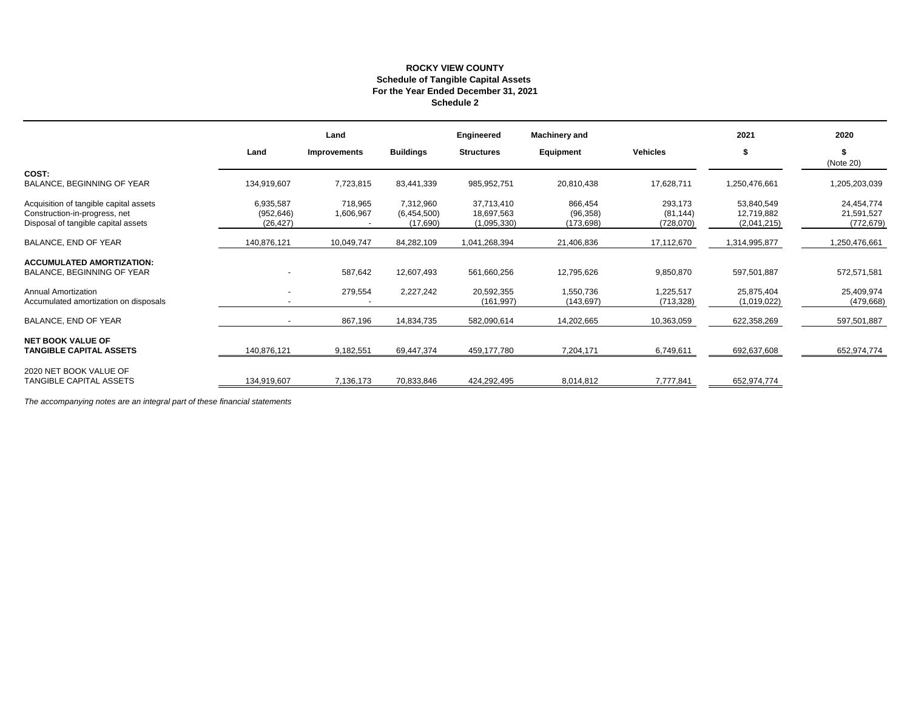**ROCKY VIEW COUNTY**
**Schedule of Tangible Capital Assets**
**For the Year Ended December 31, 2021**
**Schedule 2**

| | Land | Land Improvements | Buildings | Engineered Structures | Machinery and Equipment | Vehicles | 2021 $ | 2020 $ (Note 20) |
|---|---|---|---|---|---|---|---|---|
| **COST:** | | | | | | | | |
| BALANCE, BEGINNING OF YEAR | 134,919,607 | 7,723,815 | 83,441,339 | 985,952,751 | 20,810,438 | 17,628,711 | 1,250,476,661 | 1,205,203,039 |
| Acquisition of tangible capital assets | 6,935,587 | 718,965 | 7,312,960 | 37,713,410 | 866,454 | 293,173 | 53,840,549 | 24,454,774 |
| Construction-in-progress, net | (952,646) | 1,606,967 | (6,454,500) | 18,697,563 | (96,358) | (81,144) | 12,719,882 | 21,591,527 |
| Disposal of tangible capital assets | (26,427) | - | (17,690) | (1,095,330) | (173,698) | (728,070) | (2,041,215) | (772,679) |
| BALANCE, END OF YEAR | 140,876,121 | 10,049,747 | 84,282,109 | 1,041,268,394 | 21,406,836 | 17,112,670 | 1,314,995,877 | 1,250,476,661 |
| **ACCUMULATED AMORTIZATION:** | | | | | | | | |
| BALANCE, BEGINNING OF YEAR | - | 587,642 | 12,607,493 | 561,660,256 | 12,795,626 | 9,850,870 | 597,501,887 | 572,571,581 |
| Annual Amortization | - | 279,554 | 2,227,242 | 20,592,355 | 1,550,736 | 1,225,517 | 25,875,404 | 25,409,974 |
| Accumulated amortization on disposals | - | - | | (161,997) | (143,697) | (713,328) | (1,019,022) | (479,668) |
| BALANCE, END OF YEAR | - | 867,196 | 14,834,735 | 582,090,614 | 14,202,665 | 10,363,059 | 622,358,269 | 597,501,887 |
| **NET BOOK VALUE OF TANGIBLE CAPITAL ASSETS** | 140,876,121 | 9,182,551 | 69,447,374 | 459,177,780 | 7,204,171 | 6,749,611 | 692,637,608 | 652,974,774 |
| 2020 NET BOOK VALUE OF TANGIBLE CAPITAL ASSETS | 134,919,607 | 7,136,173 | 70,833,846 | 424,292,495 | 8,014,812 | 7,777,841 | 652,974,774 | |

*The accompanying notes are an integral part of these financial statements*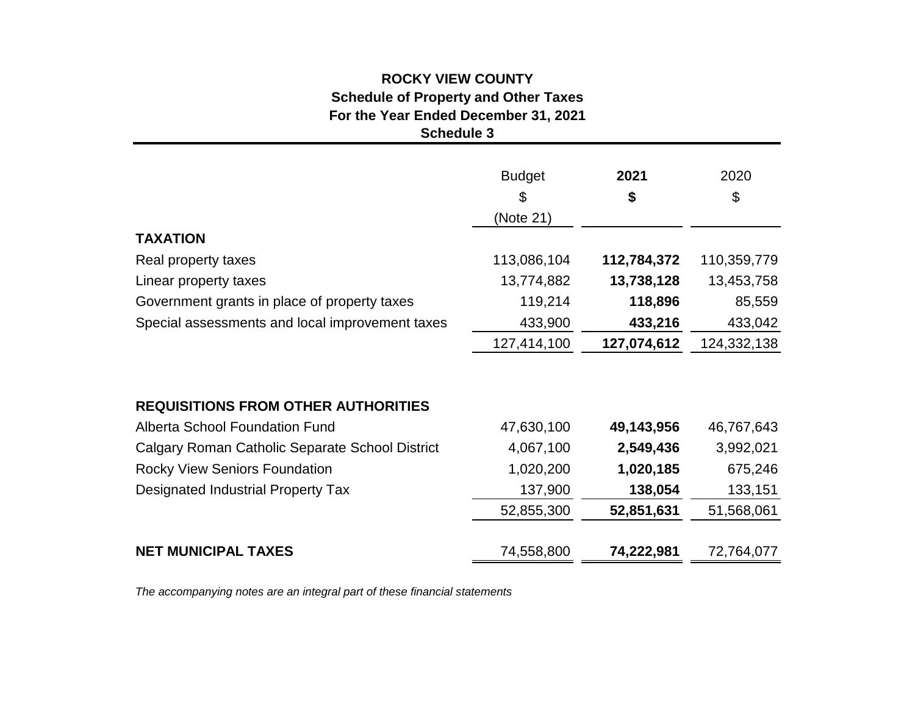# ROCKY VIEW COUNTY
## Schedule of Property and Other Taxes
## For the Year Ended December 31, 2021
## Schedule 3

| | Budget<br>$<br>(Note 21) | **2021**<br>**$** | 2020<br>$ |
|---|---|---|---|
| **TAXATION** | | | |
| Real property taxes | 113,086,104 | **112,784,372** | 110,359,779 |
| Linear property taxes | 13,774,882 | **13,738,128** | 13,453,758 |
| Government grants in place of property taxes | 119,214 | **118,896** | 85,559 |
| Special assessments and local improvement taxes | 433,900 | **433,216** | 433,042 |
| | 127,414,100 | **127,074,612** | 124,332,138 |
| **REQUISITIONS FROM OTHER AUTHORITIES** | | | |
| Alberta School Foundation Fund | 47,630,100 | **49,143,956** | 46,767,643 |
| Calgary Roman Catholic Separate School District | 4,067,100 | **2,549,436** | 3,992,021 |
| Rocky View Seniors Foundation | 1,020,200 | **1,020,185** | 675,246 |
| Designated Industrial Property Tax | 137,900 | **138,054** | 133,151 |
| | 52,855,300 | **52,851,631** | 51,568,061 |
| **NET MUNICIPAL TAXES** | 74,558,800 | **74,222,981** | 72,764,077 |

*The accompanying notes are an integral part of these financial statements*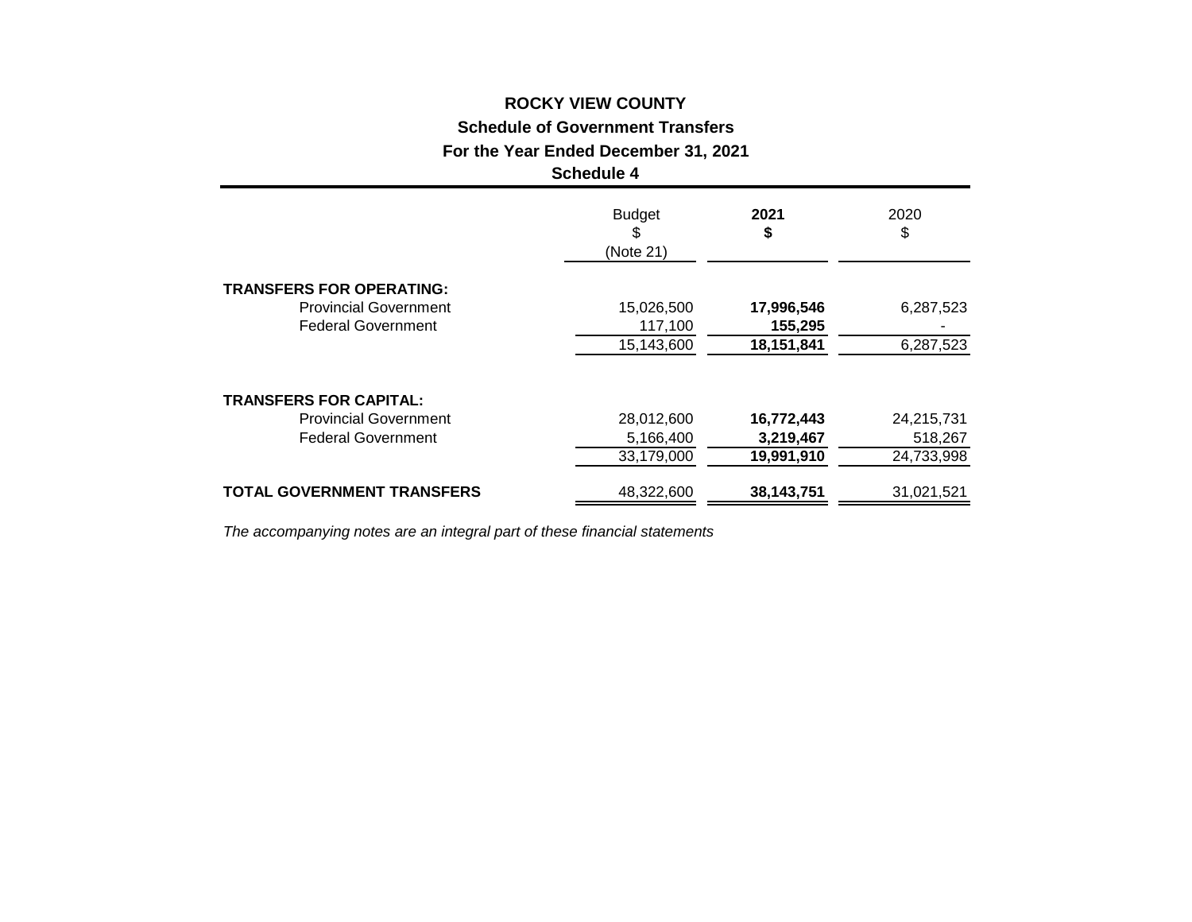# ROCKY VIEW COUNTY

## Schedule of Government Transfers

## For the Year Ended December 31, 2021

## Schedule 4

| | Budget $ (Note 21) | **2021 $** | 2020 $ |
|---|---|---|---|
| **TRANSFERS FOR OPERATING:** | | | |
| Provincial Government | 15,026,500 | **17,996,546** | 6,287,523 |
| Federal Government | 117,100 | **155,295** | - |
| | 15,143,600 | **18,151,841** | 6,287,523 |
| **TRANSFERS FOR CAPITAL:** | | | |
| Provincial Government | 28,012,600 | **16,772,443** | 24,215,731 |
| Federal Government | 5,166,400 | **3,219,467** | 518,267 |
| | 33,179,000 | **19,991,910** | 24,733,998 |
| **TOTAL GOVERNMENT TRANSFERS** | 48,322,600 | **38,143,751** | 31,021,521 |

*The accompanying notes are an integral part of these financial statements*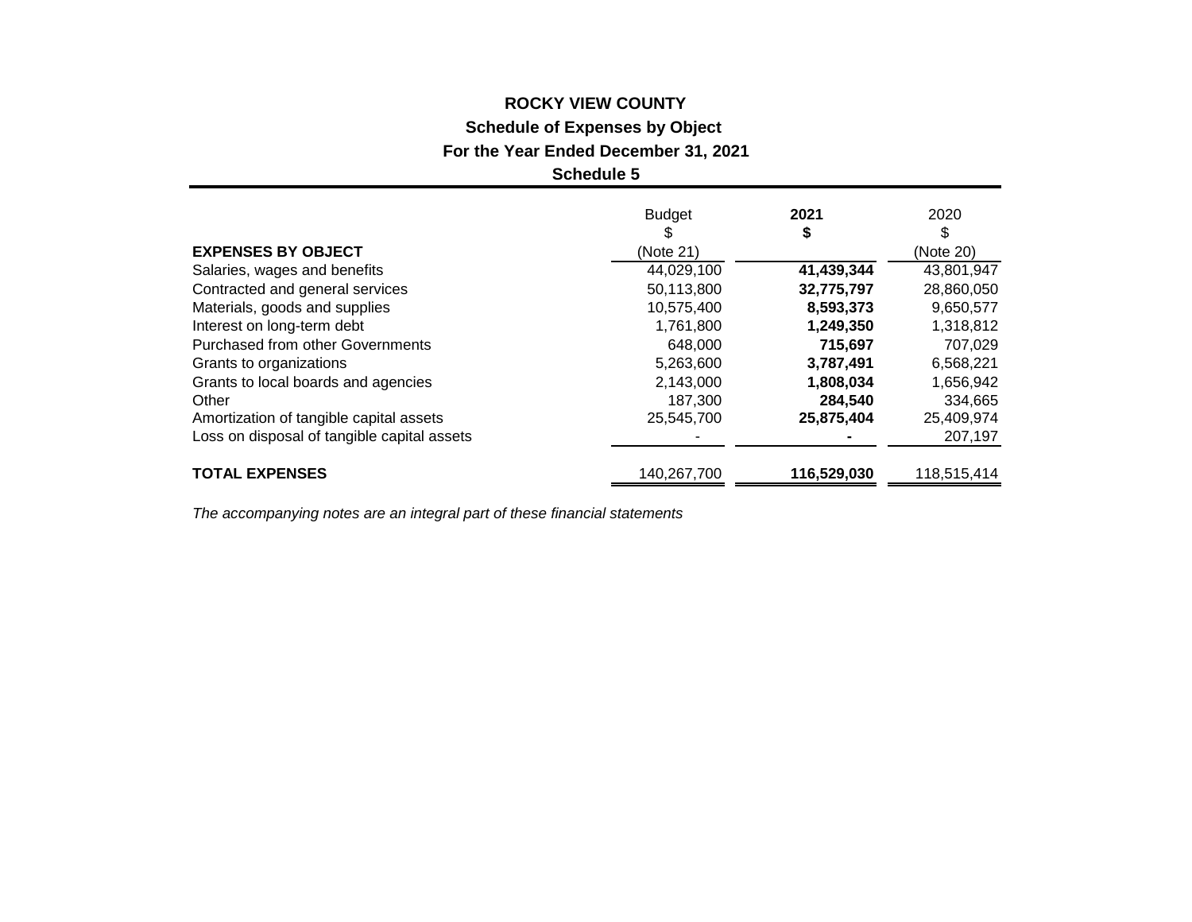# ROCKY VIEW COUNTY

## Schedule of Expenses by Object

## For the Year Ended December 31, 2021

## Schedule 5

| EXPENSES BY OBJECT | Budget<br>$<br>(Note 21) | **2021**<br>**$** | 2020<br>$<br>(Note 20) |
|---|---|---|---|
| Salaries, wages and benefits | 44,029,100 | **41,439,344** | 43,801,947 |
| Contracted and general services | 50,113,800 | **32,775,797** | 28,860,050 |
| Materials, goods and supplies | 10,575,400 | **8,593,373** | 9,650,577 |
| Interest on long-term debt | 1,761,800 | **1,249,350** | 1,318,812 |
| Purchased from other Governments | 648,000 | **715,697** | 707,029 |
| Grants to organizations | 5,263,600 | **3,787,491** | 6,568,221 |
| Grants to local boards and agencies | 2,143,000 | **1,808,034** | 1,656,942 |
| Other | 187,300 | **284,540** | 334,665 |
| Amortization of tangible capital assets | 25,545,700 | **25,875,404** | 25,409,974 |
| Loss on disposal of tangible capital assets | - | **-** | 207,197 |
| **TOTAL EXPENSES** | 140,267,700 | **116,529,030** | 118,515,414 |

*The accompanying notes are an integral part of these financial statements*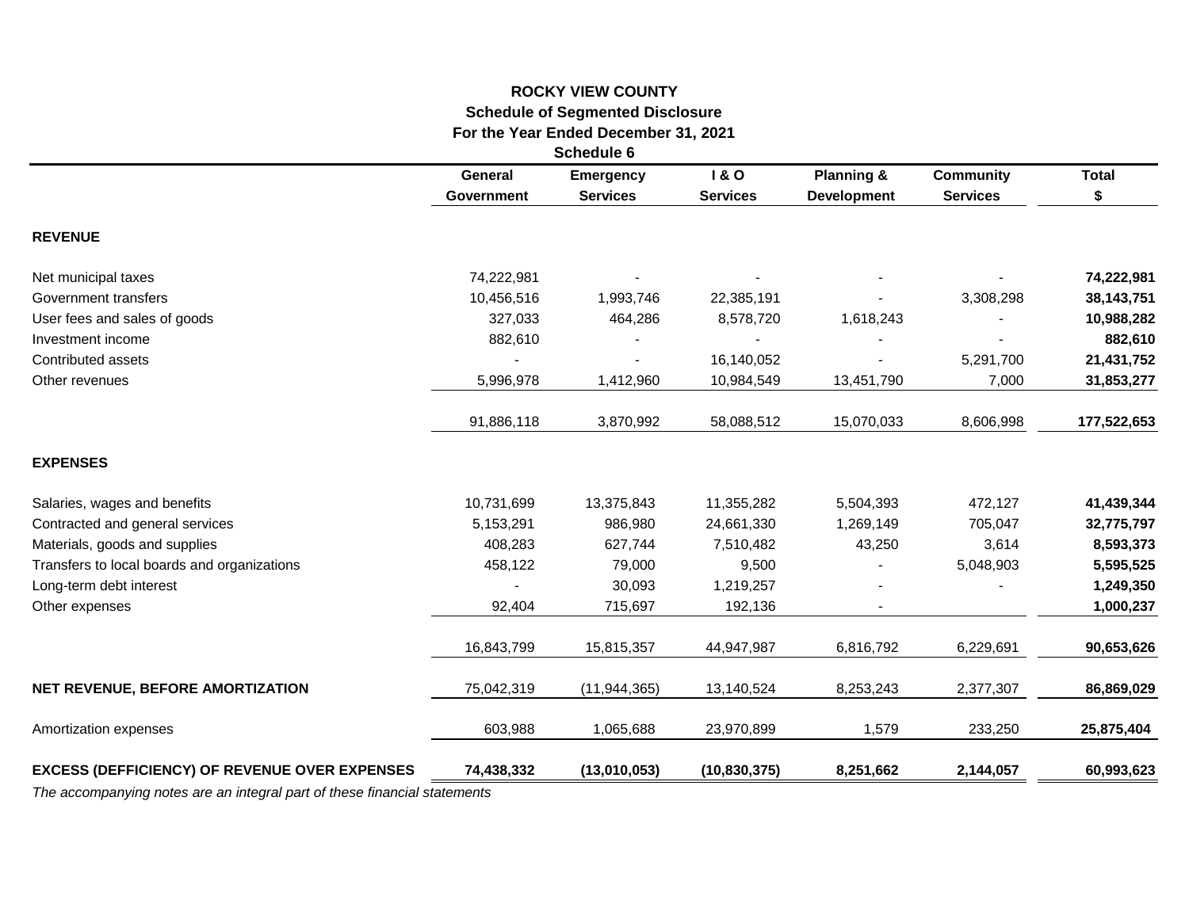# ROCKY VIEW COUNTY

## Schedule of Segmented Disclosure

### For the Year Ended December 31, 2021

### Schedule 6

| | General Government | Emergency Services | I & O Services | Planning & Development | Community Services | Total $ |
|---|---|---|---|---|---|---|
| **REVENUE** | | | | | | |
| Net municipal taxes | 74,222,981 | - | - | - | - | **74,222,981** |
| Government transfers | 10,456,516 | 1,993,746 | 22,385,191 | - | 3,308,298 | **38,143,751** |
| User fees and sales of goods | 327,033 | 464,286 | 8,578,720 | 1,618,243 | - | **10,988,282** |
| Investment income | 882,610 | - | - | - | - | **882,610** |
| Contributed assets | - | - | 16,140,052 | - | 5,291,700 | **21,431,752** |
| Other revenues | 5,996,978 | 1,412,960 | 10,984,549 | 13,451,790 | 7,000 | **31,853,277** |
| | 91,886,118 | 3,870,992 | 58,088,512 | 15,070,033 | 8,606,998 | **177,522,653** |
| **EXPENSES** | | | | | | |
| Salaries, wages and benefits | 10,731,699 | 13,375,843 | 11,355,282 | 5,504,393 | 472,127 | **41,439,344** |
| Contracted and general services | 5,153,291 | 986,980 | 24,661,330 | 1,269,149 | 705,047 | **32,775,797** |
| Materials, goods and supplies | 408,283 | 627,744 | 7,510,482 | 43,250 | 3,614 | **8,593,373** |
| Transfers to local boards and organizations | 458,122 | 79,000 | 9,500 | - | 5,048,903 | **5,595,525** |
| Long-term debt interest | - | 30,093 | 1,219,257 | - | - | **1,249,350** |
| Other expenses | 92,404 | 715,697 | 192,136 | - | | **1,000,237** |
| | 16,843,799 | 15,815,357 | 44,947,987 | 6,816,792 | 6,229,691 | **90,653,626** |
| **NET REVENUE, BEFORE AMORTIZATION** | 75,042,319 | (11,944,365) | 13,140,524 | 8,253,243 | 2,377,307 | **86,869,029** |
| Amortization expenses | 603,988 | 1,065,688 | 23,970,899 | 1,579 | 233,250 | **25,875,404** |
| **EXCESS (DEFICIENCY) OF REVENUE OVER EXPENSES** | **74,438,332** | **(13,010,053)** | **(10,830,375)** | **8,251,662** | **2,144,057** | **60,993,623** |

*The accompanying notes are an integral part of these financial statements*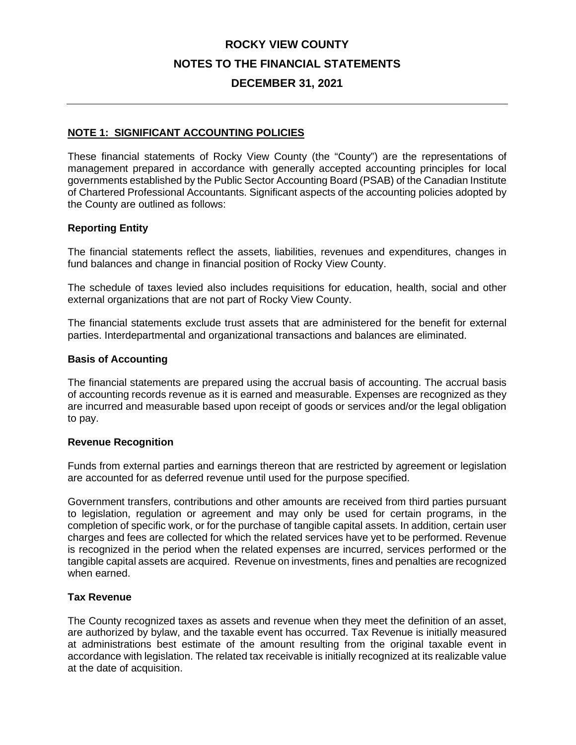# ROCKY VIEW COUNTY

## NOTES TO THE FINANCIAL STATEMENTS

## DECEMBER 31, 2021

---

### NOTE 1: SIGNIFICANT ACCOUNTING POLICIES

These financial statements of Rocky View County (the "County") are the representations of management prepared in accordance with generally accepted accounting principles for local governments established by the Public Sector Accounting Board (PSAB) of the Canadian Institute of Chartered Professional Accountants. Significant aspects of the accounting policies adopted by the County are outlined as follows:

**Reporting Entity**

The financial statements reflect the assets, liabilities, revenues and expenditures, changes in fund balances and change in financial position of Rocky View County.

The schedule of taxes levied also includes requisitions for education, health, social and other external organizations that are not part of Rocky View County.

The financial statements exclude trust assets that are administered for the benefit for external parties. Interdepartmental and organizational transactions and balances are eliminated.

**Basis of Accounting**

The financial statements are prepared using the accrual basis of accounting. The accrual basis of accounting records revenue as it is earned and measurable. Expenses are recognized as they are incurred and measurable based upon receipt of goods or services and/or the legal obligation to pay.

**Revenue Recognition**

Funds from external parties and earnings thereon that are restricted by agreement or legislation are accounted for as deferred revenue until used for the purpose specified.

Government transfers, contributions and other amounts are received from third parties pursuant to legislation, regulation or agreement and may only be used for certain programs, in the completion of specific work, or for the purchase of tangible capital assets. In addition, certain user charges and fees are collected for which the related services have yet to be performed. Revenue is recognized in the period when the related expenses are incurred, services performed or the tangible capital assets are acquired. Revenue on investments, fines and penalties are recognized when earned.

**Tax Revenue**

The County recognized taxes as assets and revenue when they meet the definition of an asset, are authorized by bylaw, and the taxable event has occurred. Tax Revenue is initially measured at administrations best estimate of the amount resulting from the original taxable event in accordance with legislation. The related tax receivable is initially recognized at its realizable value at the date of acquisition.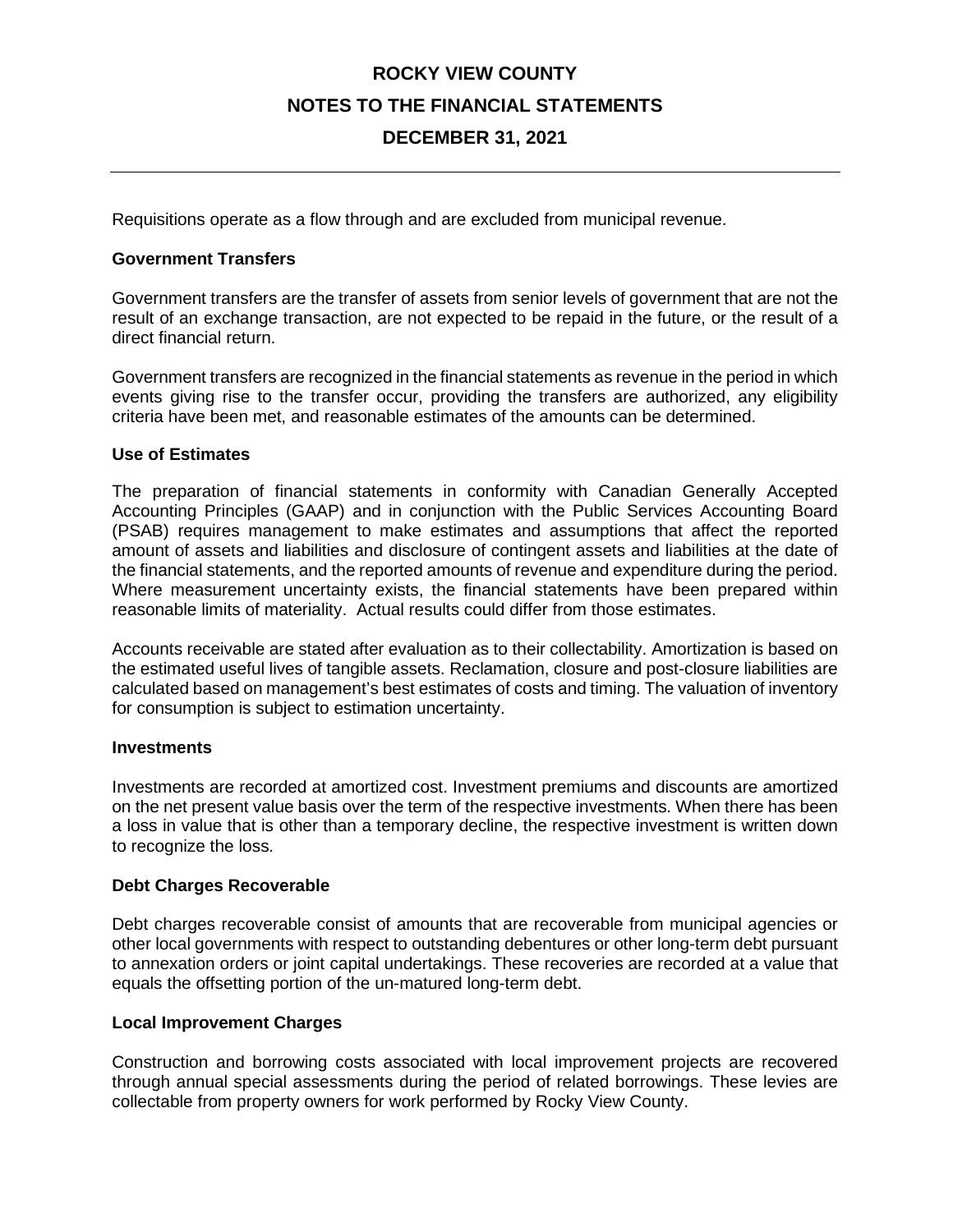Requisitions operate as a flow through and are excluded from municipal revenue.

**Government Transfers**

Government transfers are the transfer of assets from senior levels of government that are not the result of an exchange transaction, are not expected to be repaid in the future, or the result of a direct financial return.

Government transfers are recognized in the financial statements as revenue in the period in which events giving rise to the transfer occur, providing the transfers are authorized, any eligibility criteria have been met, and reasonable estimates of the amounts can be determined.

**Use of Estimates**

The preparation of financial statements in conformity with Canadian Generally Accepted Accounting Principles (GAAP) and in conjunction with the Public Services Accounting Board (PSAB) requires management to make estimates and assumptions that affect the reported amount of assets and liabilities and disclosure of contingent assets and liabilities at the date of the financial statements, and the reported amounts of revenue and expenditure during the period. Where measurement uncertainty exists, the financial statements have been prepared within reasonable limits of materiality. Actual results could differ from those estimates.

Accounts receivable are stated after evaluation as to their collectability. Amortization is based on the estimated useful lives of tangible assets. Reclamation, closure and post-closure liabilities are calculated based on management's best estimates of costs and timing. The valuation of inventory for consumption is subject to estimation uncertainty.

**Investments**

Investments are recorded at amortized cost. Investment premiums and discounts are amortized on the net present value basis over the term of the respective investments. When there has been a loss in value that is other than a temporary decline, the respective investment is written down to recognize the loss.

**Debt Charges Recoverable**

Debt charges recoverable consist of amounts that are recoverable from municipal agencies or other local governments with respect to outstanding debentures or other long-term debt pursuant to annexation orders or joint capital undertakings. These recoveries are recorded at a value that equals the offsetting portion of the un-matured long-term debt.

**Local Improvement Charges**

Construction and borrowing costs associated with local improvement projects are recovered through annual special assessments during the period of related borrowings. These levies are collectable from property owners for work performed by Rocky View County.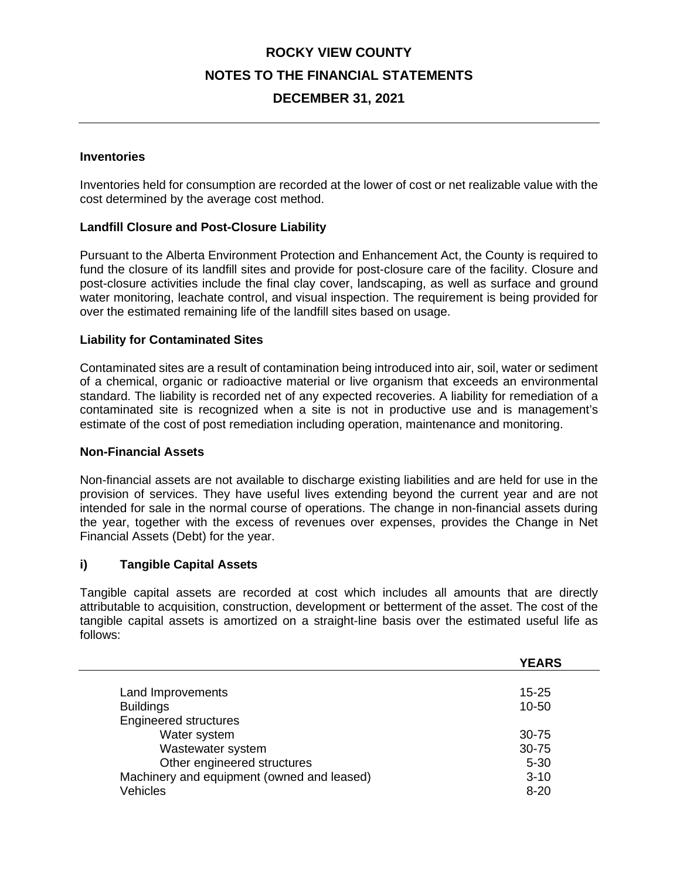# ROCKY VIEW COUNTY

## NOTES TO THE FINANCIAL STATEMENTS

## DECEMBER 31, 2021

**Inventories**

Inventories held for consumption are recorded at the lower of cost or net realizable value with the cost determined by the average cost method.

**Landfill Closure and Post-Closure Liability**

Pursuant to the Alberta Environment Protection and Enhancement Act, the County is required to fund the closure of its landfill sites and provide for post-closure care of the facility. Closure and post-closure activities include the final clay cover, landscaping, as well as surface and ground water monitoring, leachate control, and visual inspection. The requirement is being provided for over the estimated remaining life of the landfill sites based on usage.

**Liability for Contaminated Sites**

Contaminated sites are a result of contamination being introduced into air, soil, water or sediment of a chemical, organic or radioactive material or live organism that exceeds an environmental standard. The liability is recorded net of any expected recoveries. A liability for remediation of a contaminated site is recognized when a site is not in productive use and is management's estimate of the cost of post remediation including operation, maintenance and monitoring.

**Non-Financial Assets**

Non-financial assets are not available to discharge existing liabilities and are held for use in the provision of services. They have useful lives extending beyond the current year and are not intended for sale in the normal course of operations. The change in non-financial assets during the year, together with the excess of revenues over expenses, provides the Change in Net Financial Assets (Debt) for the year.

**i) Tangible Capital Assets**

Tangible capital assets are recorded at cost which includes all amounts that are directly attributable to acquisition, construction, development or betterment of the asset. The cost of the tangible capital assets is amortized on a straight-line basis over the estimated useful life as follows:

| | **YEARS** |
|---|---|
| Land Improvements | 15-25 |
| Buildings | 10-50 |
| Engineered structures | |
| Water system | 30-75 |
| Wastewater system | 30-75 |
| Other engineered structures | 5-30 |
| Machinery and equipment (owned and leased) | 3-10 |
| Vehicles | 8-20 |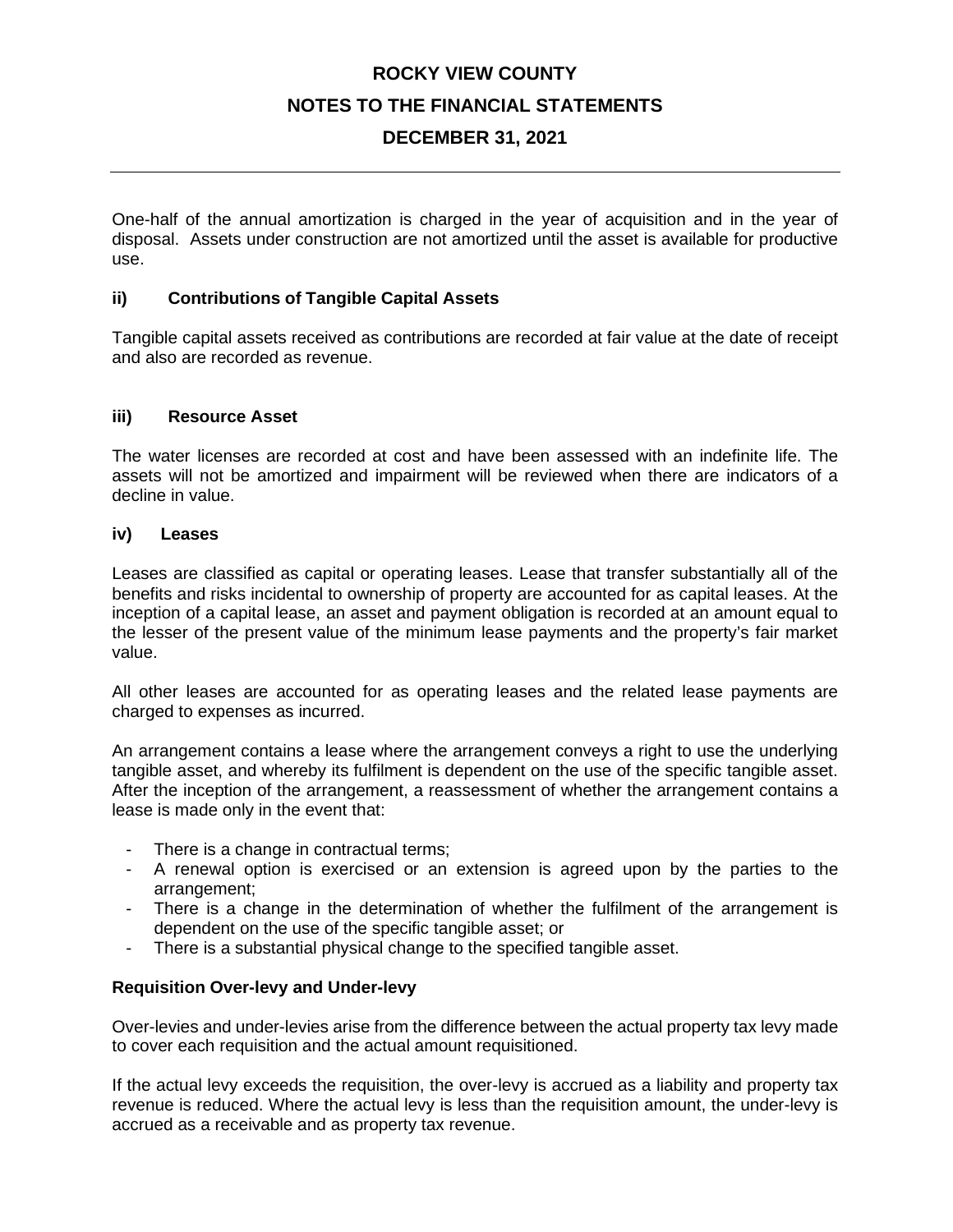One-half of the annual amortization is charged in the year of acquisition and in the year of disposal. Assets under construction are not amortized until the asset is available for productive use.

#### ii) Contributions of Tangible Capital Assets

Tangible capital assets received as contributions are recorded at fair value at the date of receipt and also are recorded as revenue.

#### iii) Resource Asset

The water licenses are recorded at cost and have been assessed with an indefinite life. The assets will not be amortized and impairment will be reviewed when there are indicators of a decline in value.

#### iv) Leases

Leases are classified as capital or operating leases. Lease that transfer substantially all of the benefits and risks incidental to ownership of property are accounted for as capital leases. At the inception of a capital lease, an asset and payment obligation is recorded at an amount equal to the lesser of the present value of the minimum lease payments and the property's fair market value.

All other leases are accounted for as operating leases and the related lease payments are charged to expenses as incurred.

An arrangement contains a lease where the arrangement conveys a right to use the underlying tangible asset, and whereby its fulfilment is dependent on the use of the specific tangible asset. After the inception of the arrangement, a reassessment of whether the arrangement contains a lease is made only in the event that:

- There is a change in contractual terms;
- A renewal option is exercised or an extension is agreed upon by the parties to the arrangement;
- There is a change in the determination of whether the fulfilment of the arrangement is dependent on the use of the specific tangible asset; or
- There is a substantial physical change to the specified tangible asset.

### Requisition Over-levy and Under-levy

Over-levies and under-levies arise from the difference between the actual property tax levy made to cover each requisition and the actual amount requisitioned.

If the actual levy exceeds the requisition, the over-levy is accrued as a liability and property tax revenue is reduced. Where the actual levy is less than the requisition amount, the under-levy is accrued as a receivable and as property tax revenue.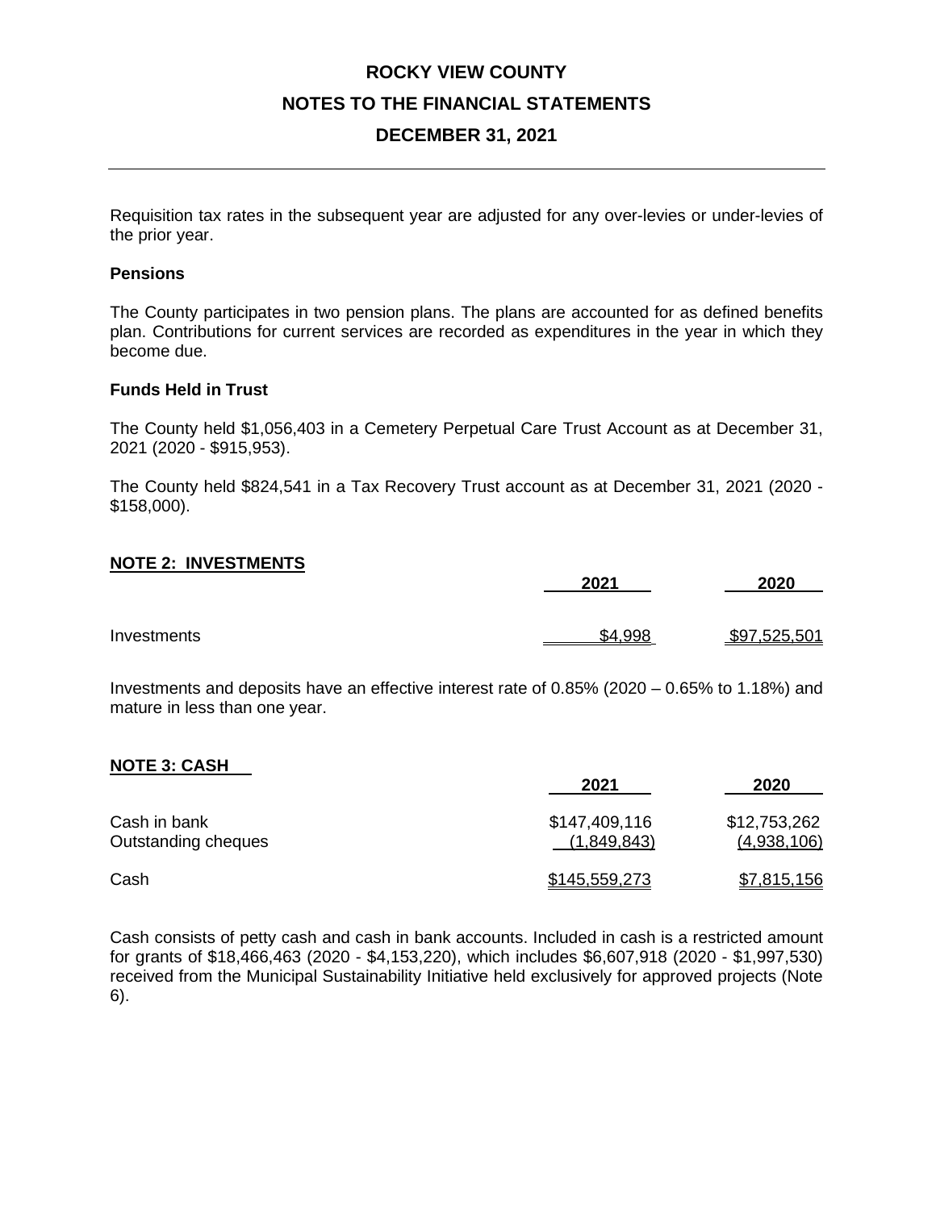Requisition tax rates in the subsequent year are adjusted for any over-levies or under-levies of the prior year.

**Pensions**

The County participates in two pension plans. The plans are accounted for as defined benefits plan. Contributions for current services are recorded as expenditures in the year in which they become due.

**Funds Held in Trust**

The County held $1,056,403 in a Cemetery Perpetual Care Trust Account as at December 31, 2021 (2020 - $915,953).

The County held $824,541 in a Tax Recovery Trust account as at December 31, 2021 (2020 - $158,000).

## NOTE 2: INVESTMENTS

| | 2021 | 2020 |
|---|---|---|
| Investments | $4,998 | $97,525,501 |

Investments and deposits have an effective interest rate of 0.85% (2020 – 0.65% to 1.18%) and mature in less than one year.

## NOTE 3: CASH

| | 2021 | 2020 |
|---|---|---|
| Cash in bank | $147,409,116 | $12,753,262 |
| Outstanding cheques | (1,849,843) | (4,938,106) |
| Cash | $145,559,273 | $7,815,156 |

Cash consists of petty cash and cash in bank accounts. Included in cash is a restricted amount for grants of $18,466,463 (2020 - $4,153,220), which includes $6,607,918 (2020 - $1,997,530) received from the Municipal Sustainability Initiative held exclusively for approved projects (Note 6).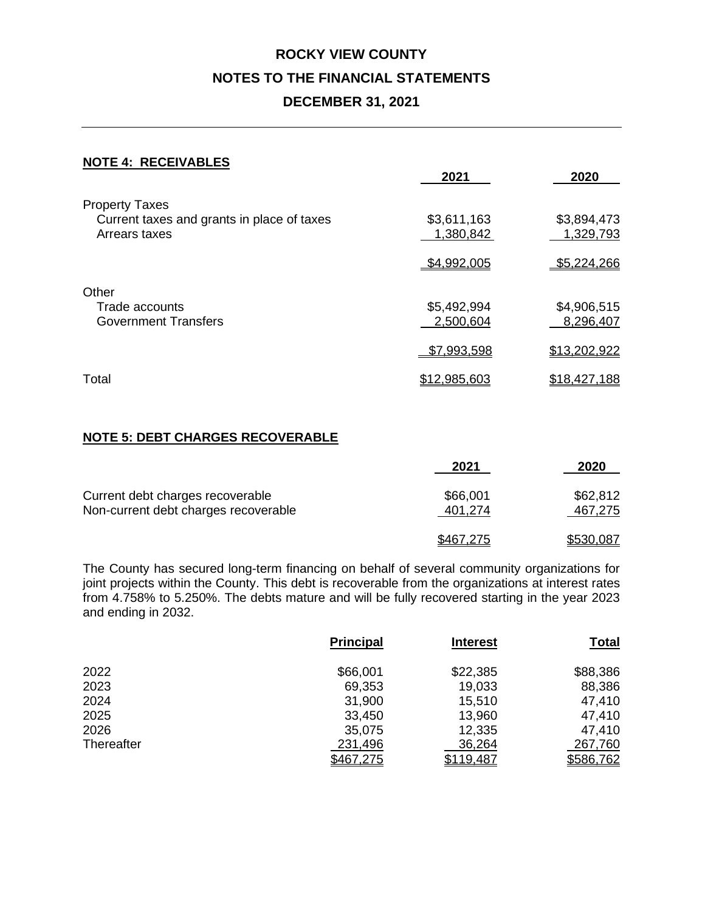# ROCKY VIEW COUNTY

# NOTES TO THE FINANCIAL STATEMENTS

# DECEMBER 31, 2021

## NOTE 4: RECEIVABLES

| | 2021 | 2020 |
|---|---|---|
| **Property Taxes** | | |
| Current taxes and grants in place of taxes | $3,611,163 | $3,894,473 |
| Arrears taxes | 1,380,842 | 1,329,793 |
| | $4,992,005 | $5,224,266 |
| **Other** | | |
| Trade accounts | $5,492,994 | $4,906,515 |
| Government Transfers | 2,500,604 | 8,296,407 |
| | $7,993,598 | $13,202,922 |
| Total | $12,985,603 | $18,427,188 |

## NOTE 5: DEBT CHARGES RECOVERABLE

| | 2021 | 2020 |
|---|---|---|
| Current debt charges recoverable | $66,001 | $62,812 |
| Non-current debt charges recoverable | 401,274 | 467,275 |
| | $467,275 | $530,087 |

The County has secured long-term financing on behalf of several community organizations for joint projects within the County. This debt is recoverable from the organizations at interest rates from 4.758% to 5.250%. The debts mature and will be fully recovered starting in the year 2023 and ending in 2032.

| | Principal | Interest | Total |
|---|---|---|---|
| 2022 | $66,001 | $22,385 | $88,386 |
| 2023 | 69,353 | 19,033 | 88,386 |
| 2024 | 31,900 | 15,510 | 47,410 |
| 2025 | 33,450 | 13,960 | 47,410 |
| 2026 | 35,075 | 12,335 | 47,410 |
| Thereafter | 231,496 | 36,264 | 267,760 |
| | $467,275 | $119,487 | $586,762 |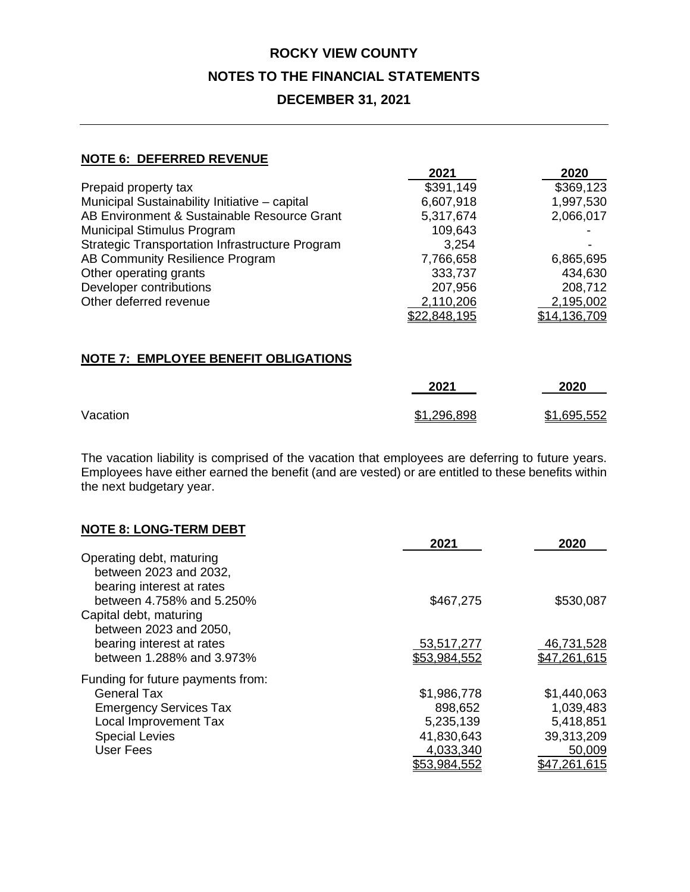# ROCKY VIEW COUNTY

## NOTES TO THE FINANCIAL STATEMENTS

## DECEMBER 31, 2021

---

### NOTE 6: DEFERRED REVENUE

| | 2021 | 2020 |
|---|---|---|
| Prepaid property tax | $391,149 | $369,123 |
| Municipal Sustainability Initiative – capital | 6,607,918 | 1,997,530 |
| AB Environment & Sustainable Resource Grant | 5,317,674 | 2,066,017 |
| Municipal Stimulus Program | 109,643 | - |
| Strategic Transportation Infrastructure Program | 3,254 | - |
| AB Community Resilience Program | 7,766,658 | 6,865,695 |
| Other operating grants | 333,737 | 434,630 |
| Developer contributions | 207,956 | 208,712 |
| Other deferred revenue | 2,110,206 | 2,195,002 |
| | $22,848,195 | $14,136,709 |

### NOTE 7: EMPLOYEE BENEFIT OBLIGATIONS

| | 2021 | 2020 |
|---|---|---|
| Vacation | $1,296,898 | $1,695,552 |

The vacation liability is comprised of the vacation that employees are deferring to future years. Employees have either earned the benefit (and are vested) or are entitled to these benefits within the next budgetary year.

### NOTE 8: LONG-TERM DEBT

| | 2021 | 2020 |
|---|---|---|
| Operating debt, maturing between 2023 and 2032, bearing interest at rates between 4.758% and 5.250% | $467,275 | $530,087 |
| Capital debt, maturing between 2023 and 2050, bearing interest at rates between 1.288% and 3.973% | 53,517,277 | 46,731,528 |
| | $53,984,552 | $47,261,615 |
| Funding for future payments from: | | |
| General Tax | $1,986,778 | $1,440,063 |
| Emergency Services Tax | 898,652 | 1,039,483 |
| Local Improvement Tax | 5,235,139 | 5,418,851 |
| Special Levies | 41,830,643 | 39,313,209 |
| User Fees | 4,033,340 | 50,009 |
| | $53,984,552 | $47,261,615 |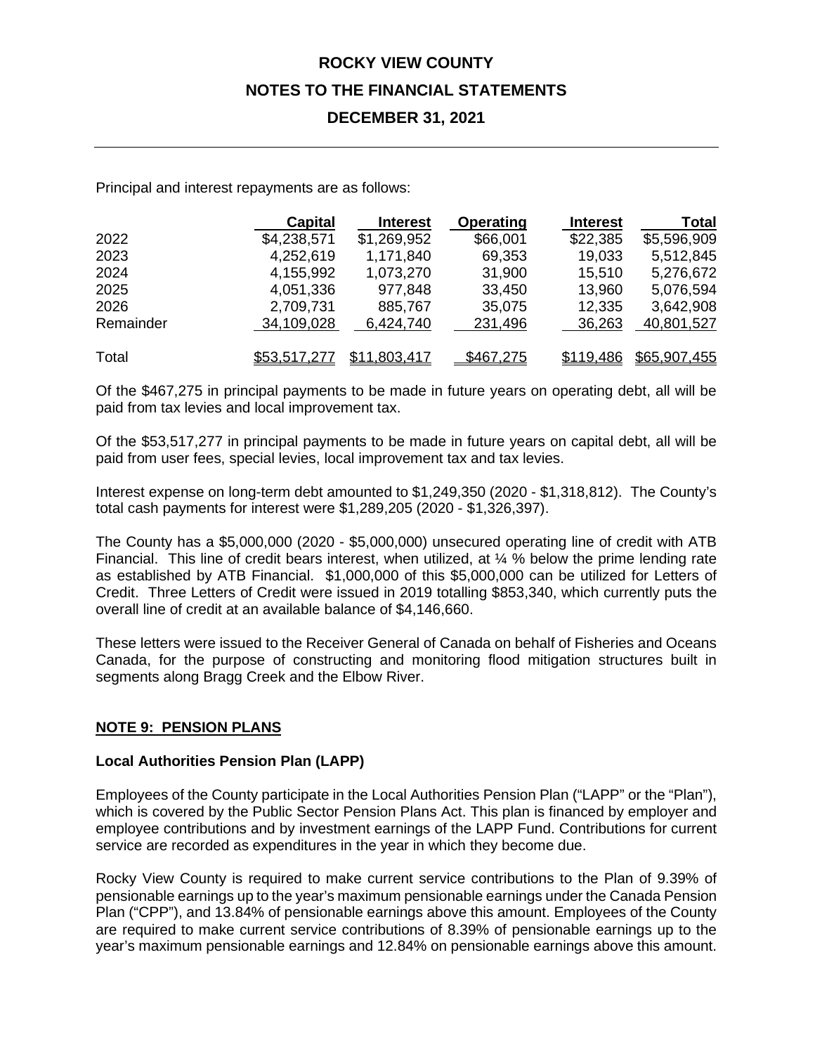Principal and interest repayments are as follows:

| | Capital | Interest | Operating | Interest | Total |
|---|---|---|---|---|---|
| 2022 | $4,238,571 | $1,269,952 | $66,001 | $22,385 | $5,596,909 |
| 2023 | 4,252,619 | 1,171,840 | 69,353 | 19,033 | 5,512,845 |
| 2024 | 4,155,992 | 1,073,270 | 31,900 | 15,510 | 5,276,672 |
| 2025 | 4,051,336 | 977,848 | 33,450 | 13,960 | 5,076,594 |
| 2026 | 2,709,731 | 885,767 | 35,075 | 12,335 | 3,642,908 |
| Remainder | 34,109,028 | 6,424,740 | 231,496 | 36,263 | 40,801,527 |
| Total | $53,517,277 | $11,803,417 | $467,275 | $119,486 | $65,907,455 |

Of the $467,275 in principal payments to be made in future years on operating debt, all will be paid from tax levies and local improvement tax.

Of the $53,517,277 in principal payments to be made in future years on capital debt, all will be paid from user fees, special levies, local improvement tax and tax levies.

Interest expense on long-term debt amounted to $1,249,350 (2020 - $1,318,812). The County's total cash payments for interest were $1,289,205 (2020 - $1,326,397).

The County has a $5,000,000 (2020 - $5,000,000) unsecured operating line of credit with ATB Financial. This line of credit bears interest, when utilized, at ¼ % below the prime lending rate as established by ATB Financial. $1,000,000 of this $5,000,000 can be utilized for Letters of Credit. Three Letters of Credit were issued in 2019 totalling $853,340, which currently puts the overall line of credit at an available balance of $4,146,660.

These letters were issued to the Receiver General of Canada on behalf of Fisheries and Oceans Canada, for the purpose of constructing and monitoring flood mitigation structures built in segments along Bragg Creek and the Elbow River.

## NOTE 9: PENSION PLANS

### Local Authorities Pension Plan (LAPP)

Employees of the County participate in the Local Authorities Pension Plan ("LAPP" or the "Plan"), which is covered by the Public Sector Pension Plans Act. This plan is financed by employer and employee contributions and by investment earnings of the LAPP Fund. Contributions for current service are recorded as expenditures in the year in which they become due.

Rocky View County is required to make current service contributions to the Plan of 9.39% of pensionable earnings up to the year's maximum pensionable earnings under the Canada Pension Plan ("CPP"), and 13.84% of pensionable earnings above this amount. Employees of the County are required to make current service contributions of 8.39% of pensionable earnings up to the year's maximum pensionable earnings and 12.84% on pensionable earnings above this amount.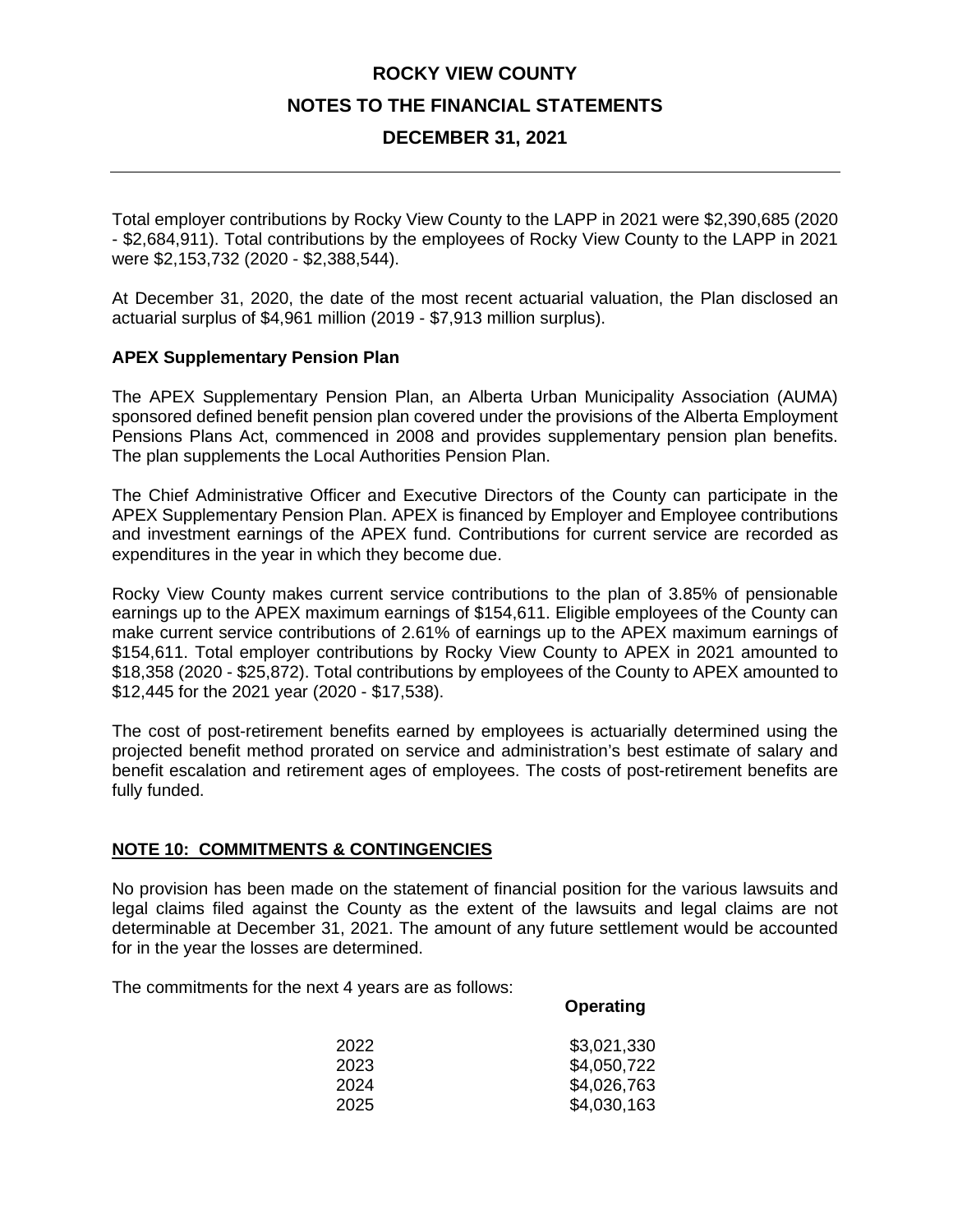Total employer contributions by Rocky View County to the LAPP in 2021 were $2,390,685 (2020 - $2,684,911). Total contributions by the employees of Rocky View County to the LAPP in 2021 were $2,153,732 (2020 - $2,388,544).

At December 31, 2020, the date of the most recent actuarial valuation, the Plan disclosed an actuarial surplus of $4,961 million (2019 - $7,913 million surplus).

**APEX Supplementary Pension Plan**

The APEX Supplementary Pension Plan, an Alberta Urban Municipality Association (AUMA) sponsored defined benefit pension plan covered under the provisions of the Alberta Employment Pensions Plans Act, commenced in 2008 and provides supplementary pension plan benefits. The plan supplements the Local Authorities Pension Plan.

The Chief Administrative Officer and Executive Directors of the County can participate in the APEX Supplementary Pension Plan. APEX is financed by Employer and Employee contributions and investment earnings of the APEX fund. Contributions for current service are recorded as expenditures in the year in which they become due.

Rocky View County makes current service contributions to the plan of 3.85% of pensionable earnings up to the APEX maximum earnings of $154,611. Eligible employees of the County can make current service contributions of 2.61% of earnings up to the APEX maximum earnings of $154,611. Total employer contributions by Rocky View County to APEX in 2021 amounted to $18,358 (2020 - $25,872). Total contributions by employees of the County to APEX amounted to $12,445 for the 2021 year (2020 - $17,538).

The cost of post-retirement benefits earned by employees is actuarially determined using the projected benefit method prorated on service and administration's best estimate of salary and benefit escalation and retirement ages of employees. The costs of post-retirement benefits are fully funded.

## NOTE 10: COMMITMENTS & CONTINGENCIES

No provision has been made on the statement of financial position for the various lawsuits and legal claims filed against the County as the extent of the lawsuits and legal claims are not determinable at December 31, 2021. The amount of any future settlement would be accounted for in the year the losses are determined.

The commitments for the next 4 years are as follows:

| | Operating |
|---|---|
| 2022 | $3,021,330 |
| 2023 | $4,050,722 |
| 2024 | $4,026,763 |
| 2025 | $4,030,163 |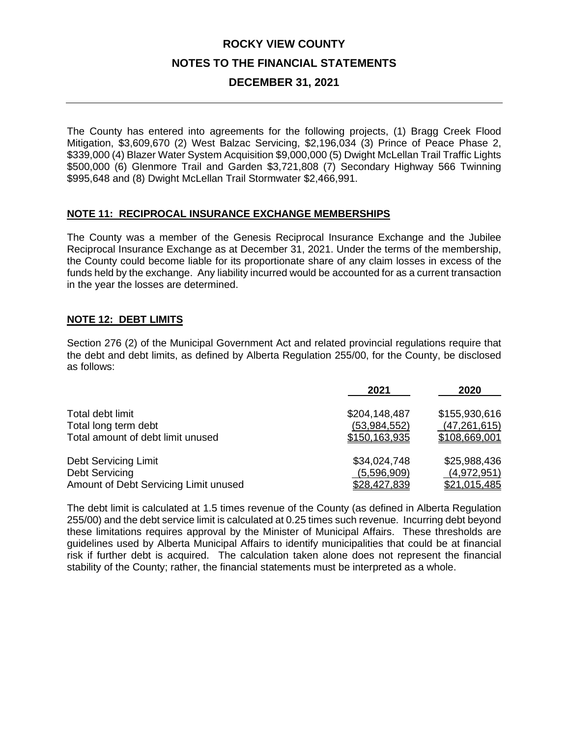The County has entered into agreements for the following projects, (1) Bragg Creek Flood Mitigation, $3,609,670 (2) West Balzac Servicing, $2,196,034 (3) Prince of Peace Phase 2, $339,000 (4) Blazer Water System Acquisition $9,000,000 (5) Dwight McLellan Trail Traffic Lights $500,000 (6) Glenmore Trail and Garden $3,721,808 (7) Secondary Highway 566 Twinning $995,648 and (8) Dwight McLellan Trail Stormwater $2,466,991.

## NOTE 11: RECIPROCAL INSURANCE EXCHANGE MEMBERSHIPS

The County was a member of the Genesis Reciprocal Insurance Exchange and the Jubilee Reciprocal Insurance Exchange as at December 31, 2021. Under the terms of the membership, the County could become liable for its proportionate share of any claim losses in excess of the funds held by the exchange. Any liability incurred would be accounted for as a current transaction in the year the losses are determined.

## NOTE 12: DEBT LIMITS

Section 276 (2) of the Municipal Government Act and related provincial regulations require that the debt and debt limits, as defined by Alberta Regulation 255/00, for the County, be disclosed as follows:

| | 2021 | 2020 |
|---|---|---|
| Total debt limit | $204,148,487 | $155,930,616 |
| Total long term debt | (53,984,552) | (47,261,615) |
| Total amount of debt limit unused | $150,163,935 | $108,669,001 |
| | | |
| Debt Servicing Limit | $34,024,748 | $25,988,436 |
| Debt Servicing | (5,596,909) | (4,972,951) |
| Amount of Debt Servicing Limit unused | $28,427,839 | $21,015,485 |

The debt limit is calculated at 1.5 times revenue of the County (as defined in Alberta Regulation 255/00) and the debt service limit is calculated at 0.25 times such revenue. Incurring debt beyond these limitations requires approval by the Minister of Municipal Affairs. These thresholds are guidelines used by Alberta Municipal Affairs to identify municipalities that could be at financial risk if further debt is acquired. The calculation taken alone does not represent the financial stability of the County; rather, the financial statements must be interpreted as a whole.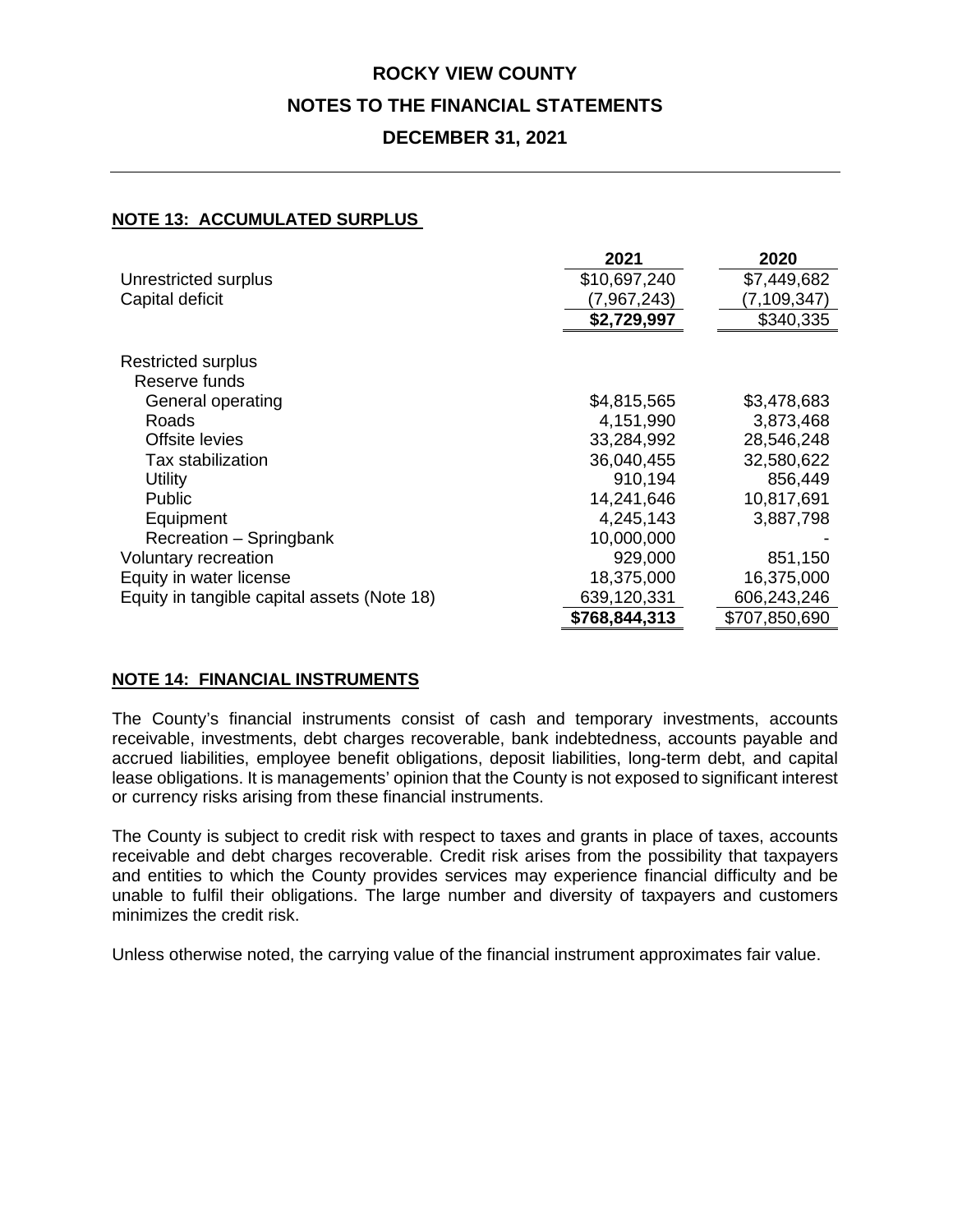ROCKY VIEW COUNTY
NOTES TO THE FINANCIAL STATEMENTS
DECEMBER 31, 2021

## NOTE 13: ACCUMULATED SURPLUS

| | 2021 | 2020 |
|---|---|---|
| Unrestricted surplus | $10,697,240 | $7,449,682 |
| Capital deficit | (7,967,243) | (7,109,347) |
| | **$2,729,997** | $340,335 |
| | | |
| Restricted surplus | | |
| Reserve funds | | |
| General operating | $4,815,565 | $3,478,683 |
| Roads | 4,151,990 | 3,873,468 |
| Offsite levies | 33,284,992 | 28,546,248 |
| Tax stabilization | 36,040,455 | 32,580,622 |
| Utility | 910,194 | 856,449 |
| Public | 14,241,646 | 10,817,691 |
| Equipment | 4,245,143 | 3,887,798 |
| Recreation – Springbank | 10,000,000 | - |
| Voluntary recreation | 929,000 | 851,150 |
| Equity in water license | 18,375,000 | 16,375,000 |
| Equity in tangible capital assets (Note 18) | 639,120,331 | 606,243,246 |
| | **$768,844,313** | $707,850,690 |

## NOTE 14: FINANCIAL INSTRUMENTS

The County's financial instruments consist of cash and temporary investments, accounts receivable, investments, debt charges recoverable, bank indebtedness, accounts payable and accrued liabilities, employee benefit obligations, deposit liabilities, long-term debt, and capital lease obligations. It is managements' opinion that the County is not exposed to significant interest or currency risks arising from these financial instruments.

The County is subject to credit risk with respect to taxes and grants in place of taxes, accounts receivable and debt charges recoverable. Credit risk arises from the possibility that taxpayers and entities to which the County provides services may experience financial difficulty and be unable to fulfil their obligations. The large number and diversity of taxpayers and customers minimizes the credit risk.

Unless otherwise noted, the carrying value of the financial instrument approximates fair value.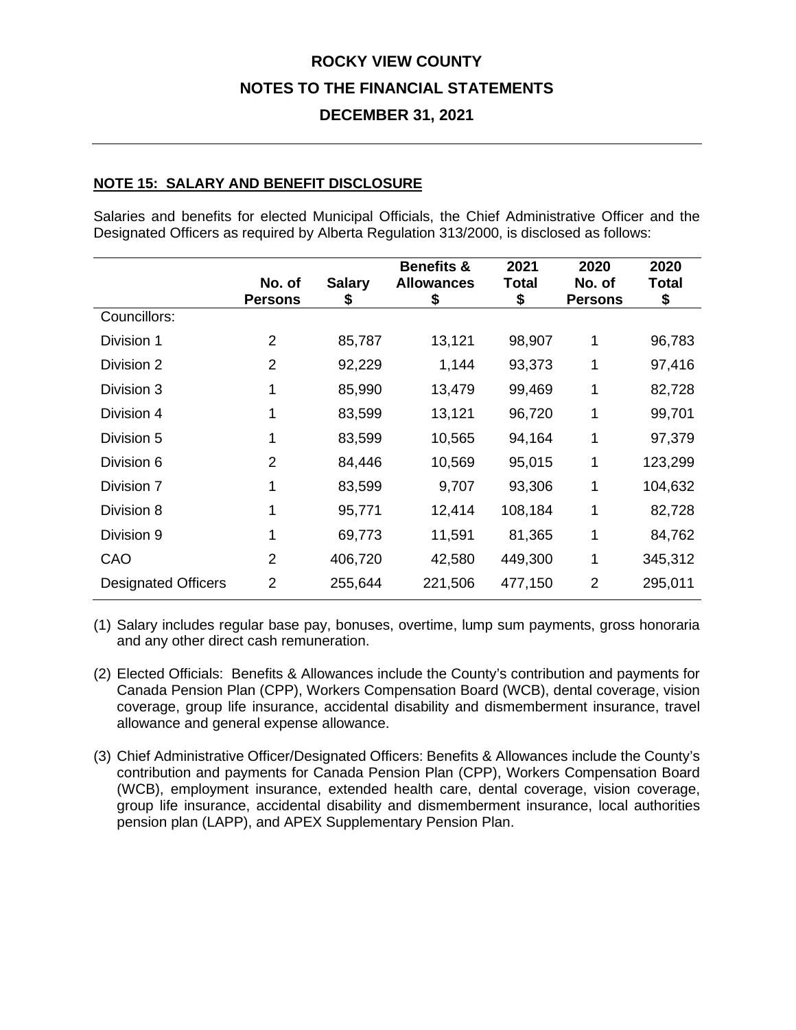# ROCKY VIEW COUNTY

## NOTES TO THE FINANCIAL STATEMENTS

## DECEMBER 31, 2021

### NOTE 15: SALARY AND BENEFIT DISCLOSURE

Salaries and benefits for elected Municipal Officials, the Chief Administrative Officer and the Designated Officers as required by Alberta Regulation 313/2000, is disclosed as follows:

| | No. of Persons | Salary $ | Benefits & Allowances $ | 2021 Total $ | 2020 No. of Persons | 2020 Total $ |
|---|---|---|---|---|---|---|
| Councillors: | | | | | | |
| Division 1 | 2 | 85,787 | 13,121 | 98,907 | 1 | 96,783 |
| Division 2 | 2 | 92,229 | 1,144 | 93,373 | 1 | 97,416 |
| Division 3 | 1 | 85,990 | 13,479 | 99,469 | 1 | 82,728 |
| Division 4 | 1 | 83,599 | 13,121 | 96,720 | 1 | 99,701 |
| Division 5 | 1 | 83,599 | 10,565 | 94,164 | 1 | 97,379 |
| Division 6 | 2 | 84,446 | 10,569 | 95,015 | 1 | 123,299 |
| Division 7 | 1 | 83,599 | 9,707 | 93,306 | 1 | 104,632 |
| Division 8 | 1 | 95,771 | 12,414 | 108,184 | 1 | 82,728 |
| Division 9 | 1 | 69,773 | 11,591 | 81,365 | 1 | 84,762 |
| CAO | 2 | 406,720 | 42,580 | 449,300 | 1 | 345,312 |
| Designated Officers | 2 | 255,644 | 221,506 | 477,150 | 2 | 295,011 |

(1) Salary includes regular base pay, bonuses, overtime, lump sum payments, gross honoraria and any other direct cash remuneration.

(2) Elected Officials: Benefits & Allowances include the County's contribution and payments for Canada Pension Plan (CPP), Workers Compensation Board (WCB), dental coverage, vision coverage, group life insurance, accidental disability and dismemberment insurance, travel allowance and general expense allowance.

(3) Chief Administrative Officer/Designated Officers: Benefits & Allowances include the County's contribution and payments for Canada Pension Plan (CPP), Workers Compensation Board (WCB), employment insurance, extended health care, dental coverage, vision coverage, group life insurance, accidental disability and dismemberment insurance, local authorities pension plan (LAPP), and APEX Supplementary Pension Plan.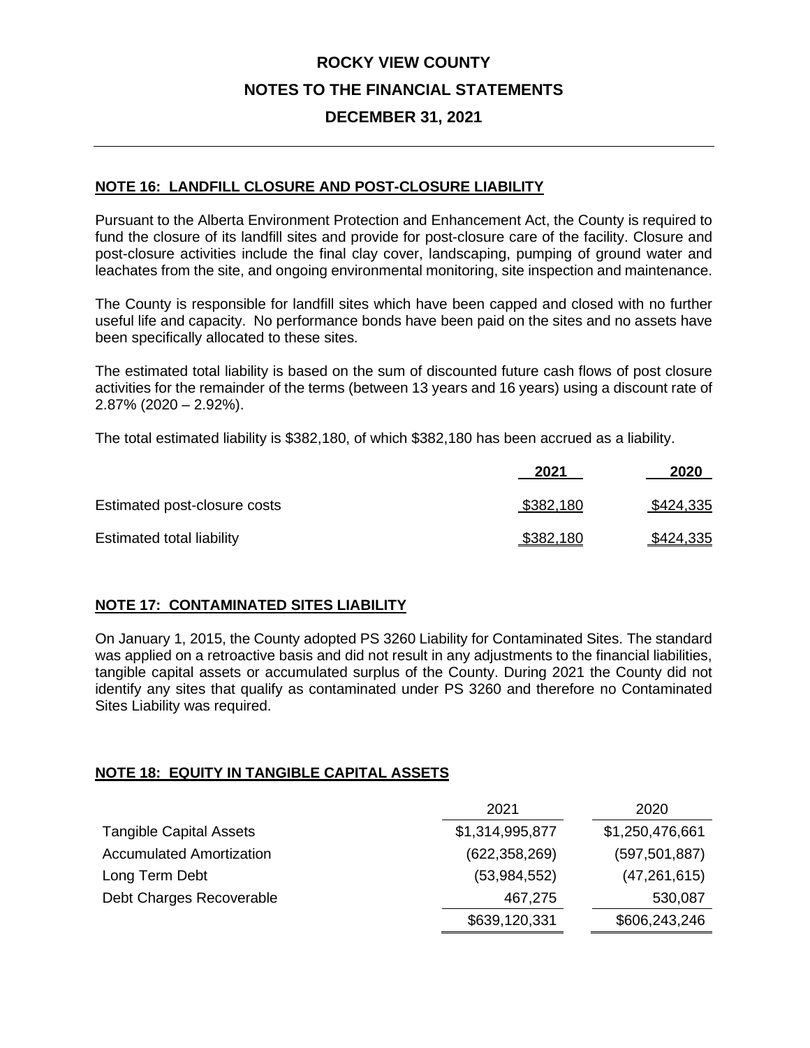# ROCKY VIEW COUNTY

# NOTES TO THE FINANCIAL STATEMENTS

# DECEMBER 31, 2021

## NOTE 16: LANDFILL CLOSURE AND POST-CLOSURE LIABILITY

Pursuant to the Alberta Environment Protection and Enhancement Act, the County is required to fund the closure of its landfill sites and provide for post-closure care of the facility. Closure and post-closure activities include the final clay cover, landscaping, pumping of ground water and leachates from the site, and ongoing environmental monitoring, site inspection and maintenance.

The County is responsible for landfill sites which have been capped and closed with no further useful life and capacity. No performance bonds have been paid on the sites and no assets have been specifically allocated to these sites.

The estimated total liability is based on the sum of discounted future cash flows of post closure activities for the remainder of the terms (between 13 years and 16 years) using a discount rate of 2.87% (2020 – 2.92%).

The total estimated liability is $382,180, of which $382,180 has been accrued as a liability.

| | 2021 | 2020 |
|---|---|---|
| Estimated post-closure costs | $382,180 | $424,335 |
| Estimated total liability | $382,180 | $424,335 |

## NOTE 17: CONTAMINATED SITES LIABILITY

On January 1, 2015, the County adopted PS 3260 Liability for Contaminated Sites. The standard was applied on a retroactive basis and did not result in any adjustments to the financial liabilities, tangible capital assets or accumulated surplus of the County. During 2021 the County did not identify any sites that qualify as contaminated under PS 3260 and therefore no Contaminated Sites Liability was required.

## NOTE 18: EQUITY IN TANGIBLE CAPITAL ASSETS

| | 2021 | 2020 |
|---|---|---|
| Tangible Capital Assets | $1,314,995,877 | $1,250,476,661 |
| Accumulated Amortization | (622,358,269) | (597,501,887) |
| Long Term Debt | (53,984,552) | (47,261,615) |
| Debt Charges Recoverable | 467,275 | 530,087 |
| | $639,120,331 | $606,243,246 |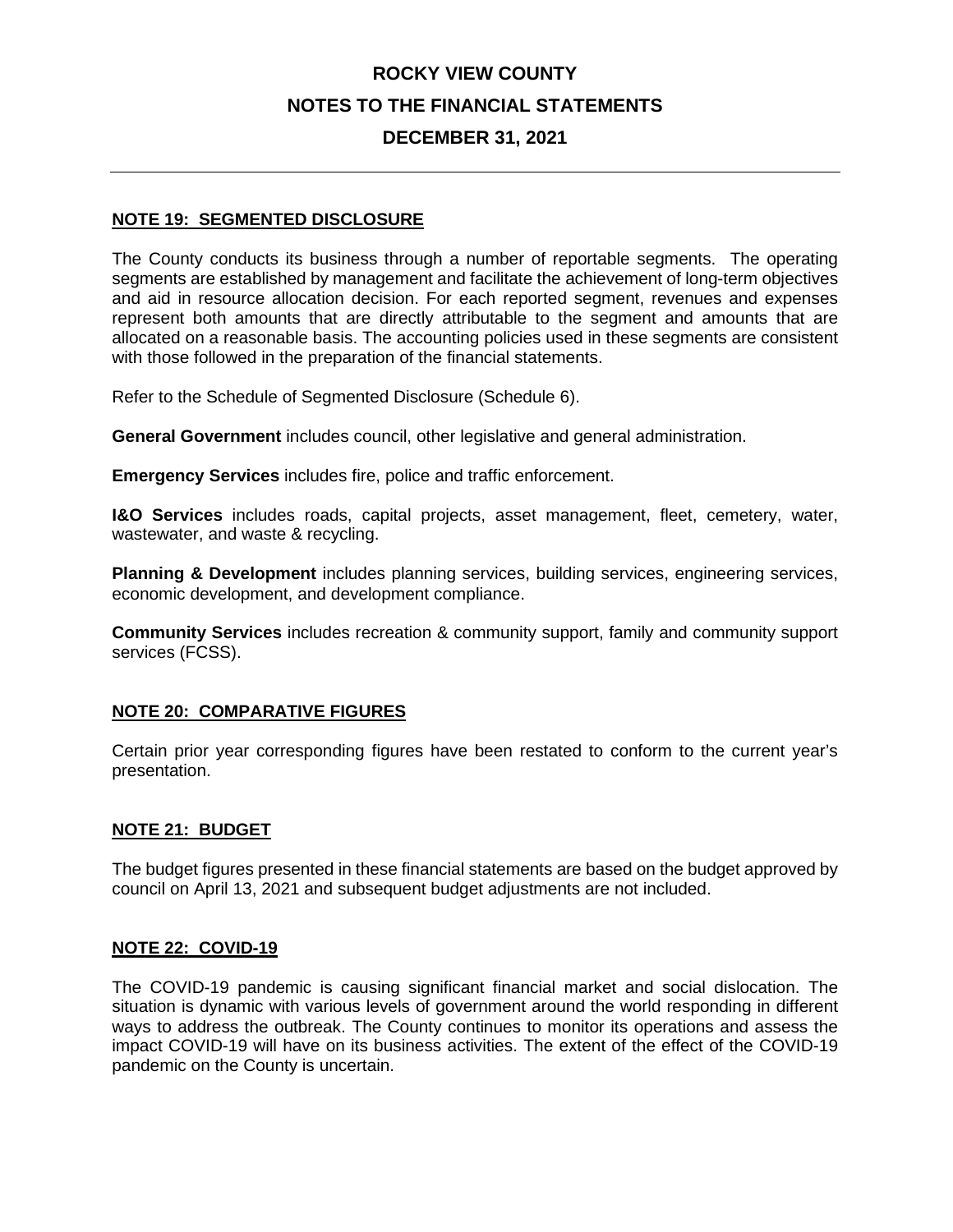# ROCKY VIEW COUNTY
## NOTES TO THE FINANCIAL STATEMENTS
## DECEMBER 31, 2021

---

### NOTE 19: SEGMENTED DISCLOSURE

The County conducts its business through a number of reportable segments. The operating segments are established by management and facilitate the achievement of long-term objectives and aid in resource allocation decision. For each reported segment, revenues and expenses represent both amounts that are directly attributable to the segment and amounts that are allocated on a reasonable basis. The accounting policies used in these segments are consistent with those followed in the preparation of the financial statements.

Refer to the Schedule of Segmented Disclosure (Schedule 6).

**General Government** includes council, other legislative and general administration.

**Emergency Services** includes fire, police and traffic enforcement.

**I&O Services** includes roads, capital projects, asset management, fleet, cemetery, water, wastewater, and waste & recycling.

**Planning & Development** includes planning services, building services, engineering services, economic development, and development compliance.

**Community Services** includes recreation & community support, family and community support services (FCSS).

### NOTE 20: COMPARATIVE FIGURES

Certain prior year corresponding figures have been restated to conform to the current year's presentation.

### NOTE 21: BUDGET

The budget figures presented in these financial statements are based on the budget approved by council on April 13, 2021 and subsequent budget adjustments are not included.

### NOTE 22: COVID-19

The COVID-19 pandemic is causing significant financial market and social dislocation. The situation is dynamic with various levels of government around the world responding in different ways to address the outbreak. The County continues to monitor its operations and assess the impact COVID-19 will have on its business activities. The extent of the effect of the COVID-19 pandemic on the County is uncertain.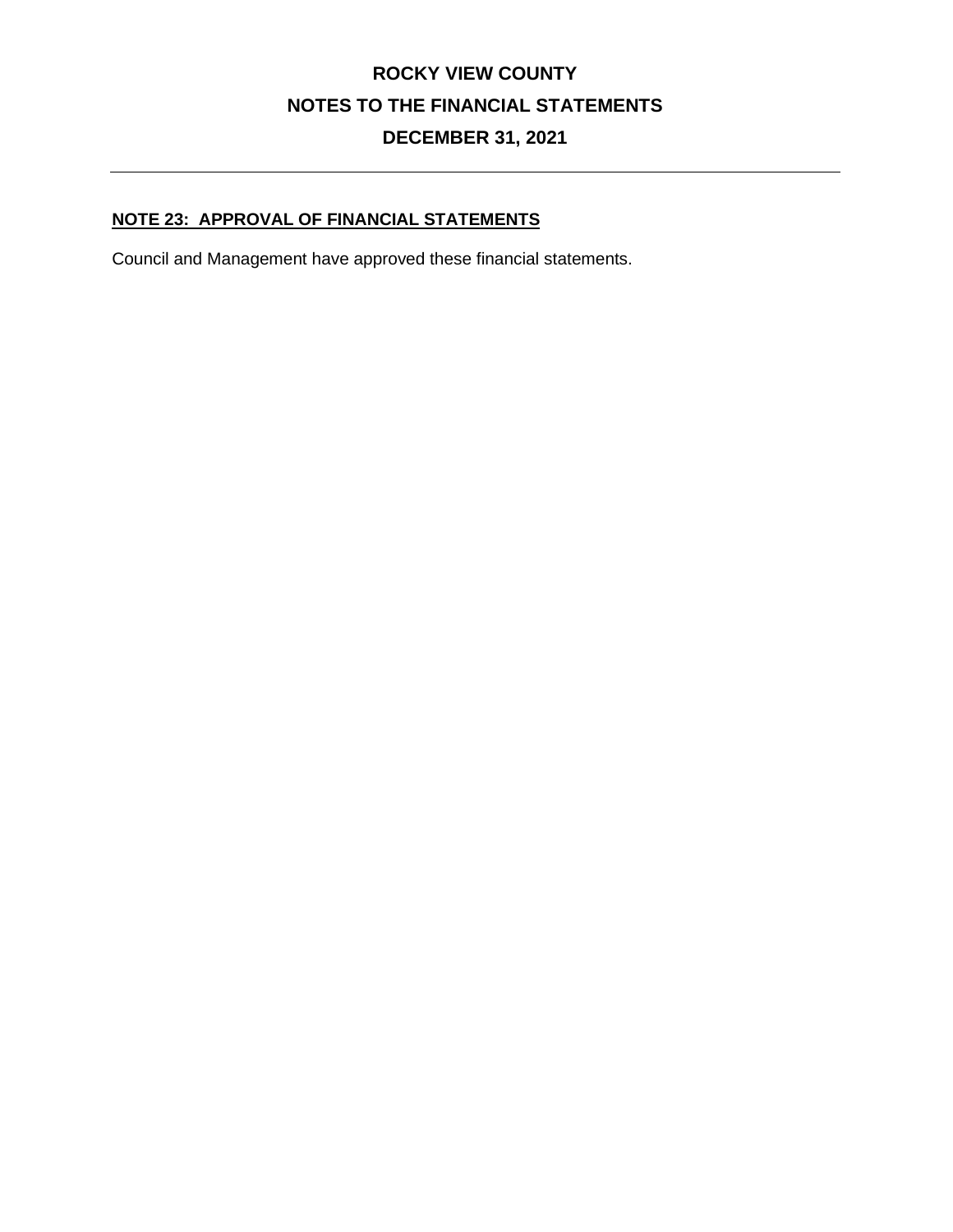## NOTE 23: APPROVAL OF FINANCIAL STATEMENTS

Council and Management have approved these financial statements.